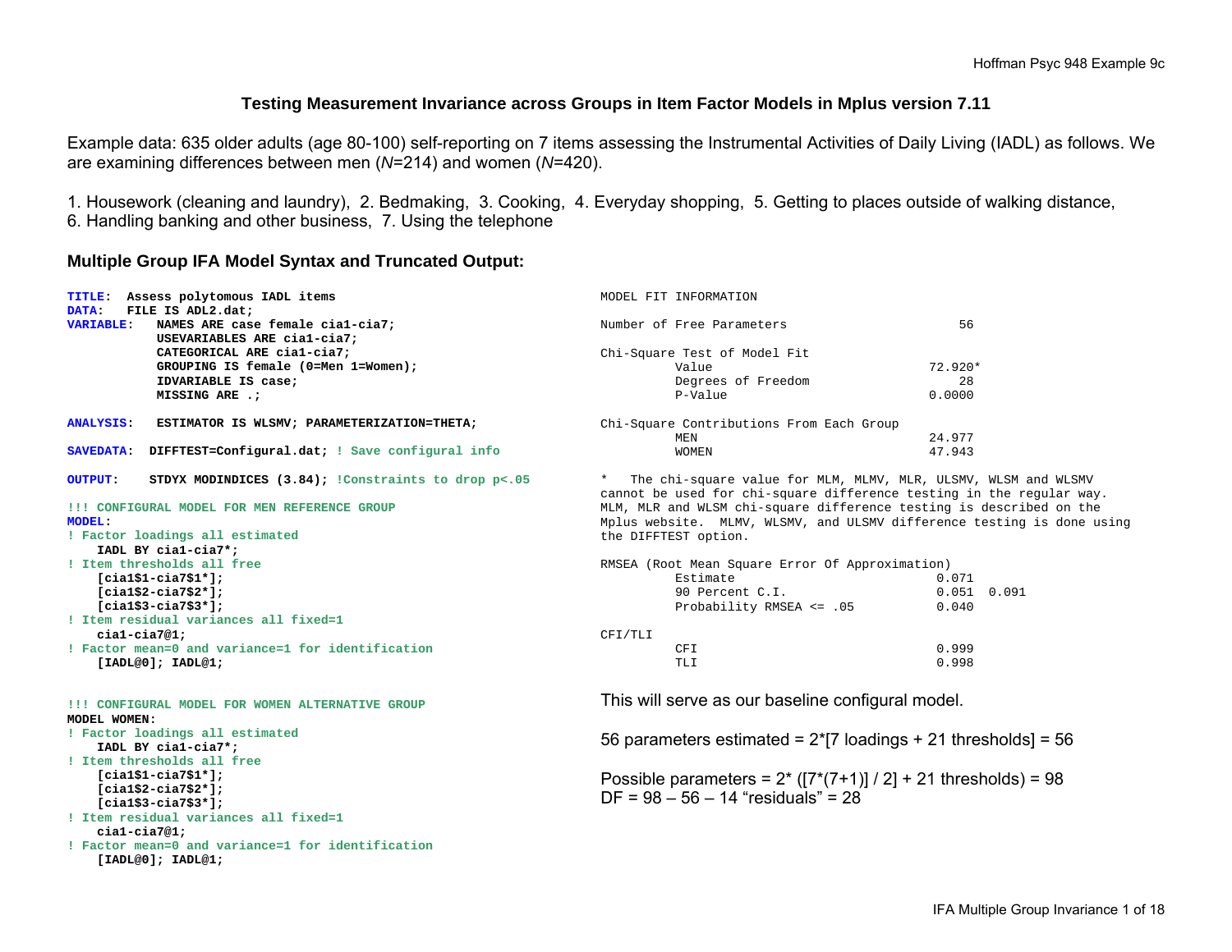## Testing Measurement Invariance across Groups in Item Factor Models in Mplus version 7.11

Example data: 635 older adults (age 80-100) self-reporting on 7 items assessing the Instrumental Activities of Daily Living (IADL) as follows. We are examining differences between men (*N*=214) and women (*N*=420).

1. Housework (cleaning and laundry), 2. Bedmaking, 3. Cooking, 4. Everyday shopping, 5. Getting to places outside of walking distance, 6. Handling banking and other business, 7. Using the telephone

### Multiple Group IFA Model Syntax and Truncated Output:

```
TITLE:  Assess polytomous IADL items
DATA:   FILE IS ADL2.dat;
VARIABLE:   NAMES ARE case female cia1-cia7;
            USEVARIABLES ARE cia1-cia7;
            CATEGORICAL ARE cia1-cia7;
            GROUPING IS female (0=Men 1=Women);
            IDVARIABLE IS case;
            MISSING ARE .;

ANALYSIS:   ESTIMATOR IS WLSMV; PARAMETERIZATION=THETA;

SAVEDATA:  DIFFTEST=Configural.dat; ! Save configural info

OUTPUT:    STDYX MODINDICES (3.84); !Constraints to drop p<.05

!!! CONFIGURAL MODEL FOR MEN REFERENCE GROUP
MODEL:
! Factor loadings all estimated
    IADL BY cia1-cia7*;
! Item thresholds all free
    [cia1$1-cia7$1*];
    [cia1$2-cia7$2*];
    [cia1$3-cia7$3*];
! Item residual variances all fixed=1
    cia1-cia7@1;
! Factor mean=0 and variance=1 for identification
    [IADL@0]; IADL@1;


!!! CONFIGURAL MODEL FOR WOMEN ALTERNATIVE GROUP
MODEL WOMEN:
! Factor loadings all estimated
    IADL BY cia1-cia7*;
! Item thresholds all free
    [cia1$1-cia7$1*];
    [cia1$2-cia7$2*];
    [cia1$3-cia7$3*];
! Item residual variances all fixed=1
    cia1-cia7@1;
! Factor mean=0 and variance=1 for identification
    [IADL@0]; IADL@1;
```

```
MODEL FIT INFORMATION

Number of Free Parameters                       56

Chi-Square Test of Model Fit
          Value                             72.920*
          Degrees of Freedom                    28
          P-Value                           0.0000

Chi-Square Contributions From Each Group
          MEN                               24.977
          WOMEN                             47.943

*   The chi-square value for MLM, MLMV, MLR, ULSMV, WLSM and WLSMV
cannot be used for chi-square difference testing in the regular way.
MLM, MLR and WLSM chi-square difference testing is described on the
Mplus website.  MLMV, WLSMV, and ULSMV difference testing is done using
the DIFFTEST option.

RMSEA (Root Mean Square Error Of Approximation)
          Estimate                           0.071
          90 Percent C.I.                    0.051  0.091
          Probability RMSEA <= .05           0.040

CFI/TLI
          CFI                                0.999
          TLI                                0.998
```

This will serve as our baseline configural model.

56 parameters estimated = 2*[7 loadings + 21 thresholds] = 56

Possible parameters = 2* ([7*(7+1)] / 2] + 21 thresholds) = 98
DF = 98 – 56 – 14 "residuals" = 28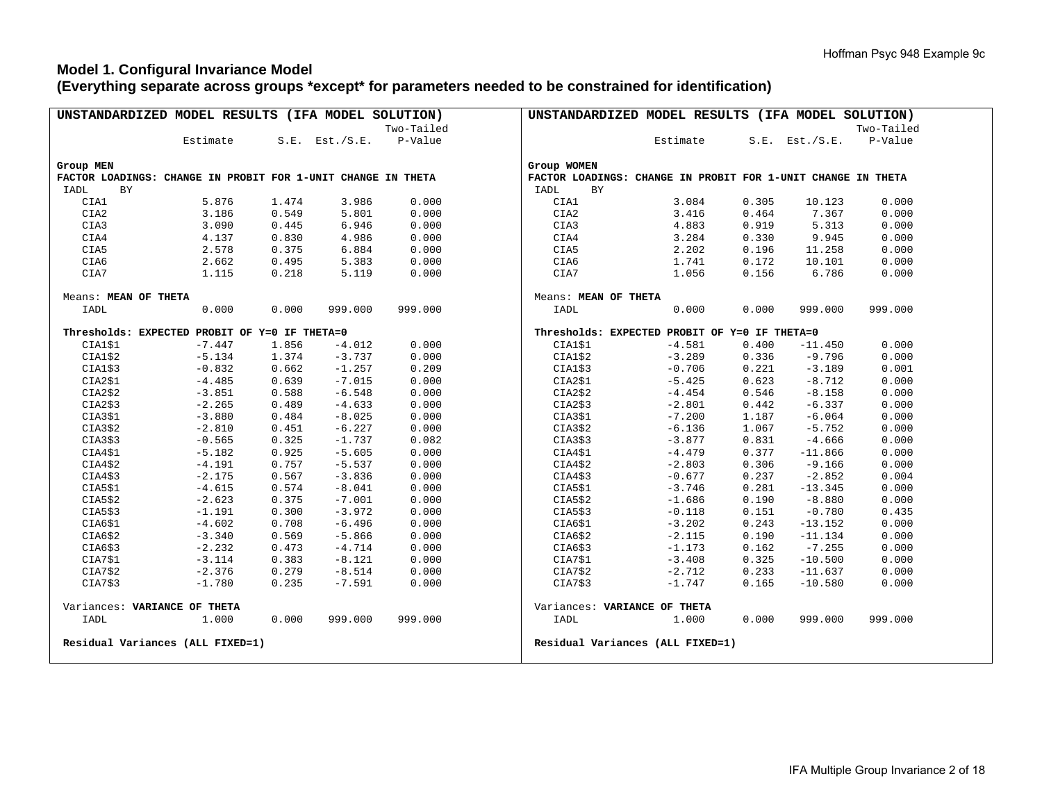**Model 1. Configural Invariance Model**
**(Everything separate across groups \*except\* for parameters needed to be constrained for identification)**

```
UNSTANDARDIZED MODEL RESULTS (IFA MODEL SOLUTION)
                                                    Two-Tailed
                    Estimate       S.E.  Est./S.E.    P-Value

Group MEN
FACTOR LOADINGS: CHANGE IN PROBIT FOR 1-UNIT CHANGE IN THETA
 IADL     BY
    CIA1               5.876      1.474      3.986      0.000
    CIA2               3.186      0.549      5.801      0.000
    CIA3               3.090      0.445      6.946      0.000
    CIA4               4.137      0.830      4.986      0.000
    CIA5               2.578      0.375      6.884      0.000
    CIA6               2.662      0.495      5.383      0.000
    CIA7               1.115      0.218      5.119      0.000

 Means: MEAN OF THETA
    IADL               0.000      0.000    999.000    999.000

 Thresholds: EXPECTED PROBIT OF Y=0 IF THETA=0
    CIA1$1            -7.447      1.856     -4.012      0.000
    CIA1$2            -5.134      1.374     -3.737      0.000
    CIA1$3            -0.832      0.662     -1.257      0.209
    CIA2$1            -4.485      0.639     -7.015      0.000
    CIA2$2            -3.851      0.588     -6.548      0.000
    CIA2$3            -2.265      0.489     -4.633      0.000
    CIA3$1            -3.880      0.484     -8.025      0.000
    CIA3$2            -2.810      0.451     -6.227      0.000
    CIA3$3            -0.565      0.325     -1.737      0.082
    CIA4$1            -5.182      0.925     -5.605      0.000
    CIA4$2            -4.191      0.757     -5.537      0.000
    CIA4$3            -2.175      0.567     -3.836      0.000
    CIA5$1            -4.615      0.574     -8.041      0.000
    CIA5$2            -2.623      0.375     -7.001      0.000
    CIA5$3            -1.191      0.300     -3.972      0.000
    CIA6$1            -4.602      0.708     -6.496      0.000
    CIA6$2            -3.340      0.569     -5.866      0.000
    CIA6$3            -2.232      0.473     -4.714      0.000
    CIA7$1            -3.114      0.383     -8.121      0.000
    CIA7$2            -2.376      0.279     -8.514      0.000
    CIA7$3            -1.780      0.235     -7.591      0.000

 Variances: VARIANCE OF THETA
    IADL               1.000      0.000    999.000    999.000

 Residual Variances (ALL FIXED=1)
```

```
UNSTANDARDIZED MODEL RESULTS (IFA MODEL SOLUTION)
                                                    Two-Tailed
                    Estimate       S.E.  Est./S.E.    P-Value

Group WOMEN
FACTOR LOADINGS: CHANGE IN PROBIT FOR 1-UNIT CHANGE IN THETA
 IADL     BY
    CIA1               3.084      0.305     10.123      0.000
    CIA2               3.416      0.464      7.367      0.000
    CIA3               4.883      0.919      5.313      0.000
    CIA4               3.284      0.330      9.945      0.000
    CIA5               2.202      0.196     11.258      0.000
    CIA6               1.741      0.172     10.101      0.000
    CIA7               1.056      0.156      6.786      0.000

 Means: MEAN OF THETA
    IADL               0.000      0.000    999.000    999.000

 Thresholds: EXPECTED PROBIT OF Y=0 IF THETA=0
    CIA1$1            -4.581      0.400    -11.450      0.000
    CIA1$2            -3.289      0.336     -9.796      0.000
    CIA1$3            -0.706      0.221     -3.189      0.001
    CIA2$1            -5.425      0.623     -8.712      0.000
    CIA2$2            -4.454      0.546     -8.158      0.000
    CIA2$3            -2.801      0.442     -6.337      0.000
    CIA3$1            -7.200      1.187     -6.064      0.000
    CIA3$2            -6.136      1.067     -5.752      0.000
    CIA3$3            -3.877      0.831     -4.666      0.000
    CIA4$1            -4.479      0.377    -11.866      0.000
    CIA4$2            -2.803      0.306     -9.166      0.000
    CIA4$3            -0.677      0.237     -2.852      0.004
    CIA5$1            -3.746      0.281    -13.345      0.000
    CIA5$2            -1.686      0.190     -8.880      0.000
    CIA5$3            -0.118      0.151     -0.780      0.435
    CIA6$1            -3.202      0.243    -13.152      0.000
    CIA6$2            -2.115      0.190    -11.134      0.000
    CIA6$3            -1.173      0.162     -7.255      0.000
    CIA7$1            -3.408      0.325    -10.500      0.000
    CIA7$2            -2.712      0.233    -11.637      0.000
    CIA7$3            -1.747      0.165    -10.580      0.000

 Variances: VARIANCE OF THETA
    IADL               1.000      0.000    999.000    999.000

 Residual Variances (ALL FIXED=1)
```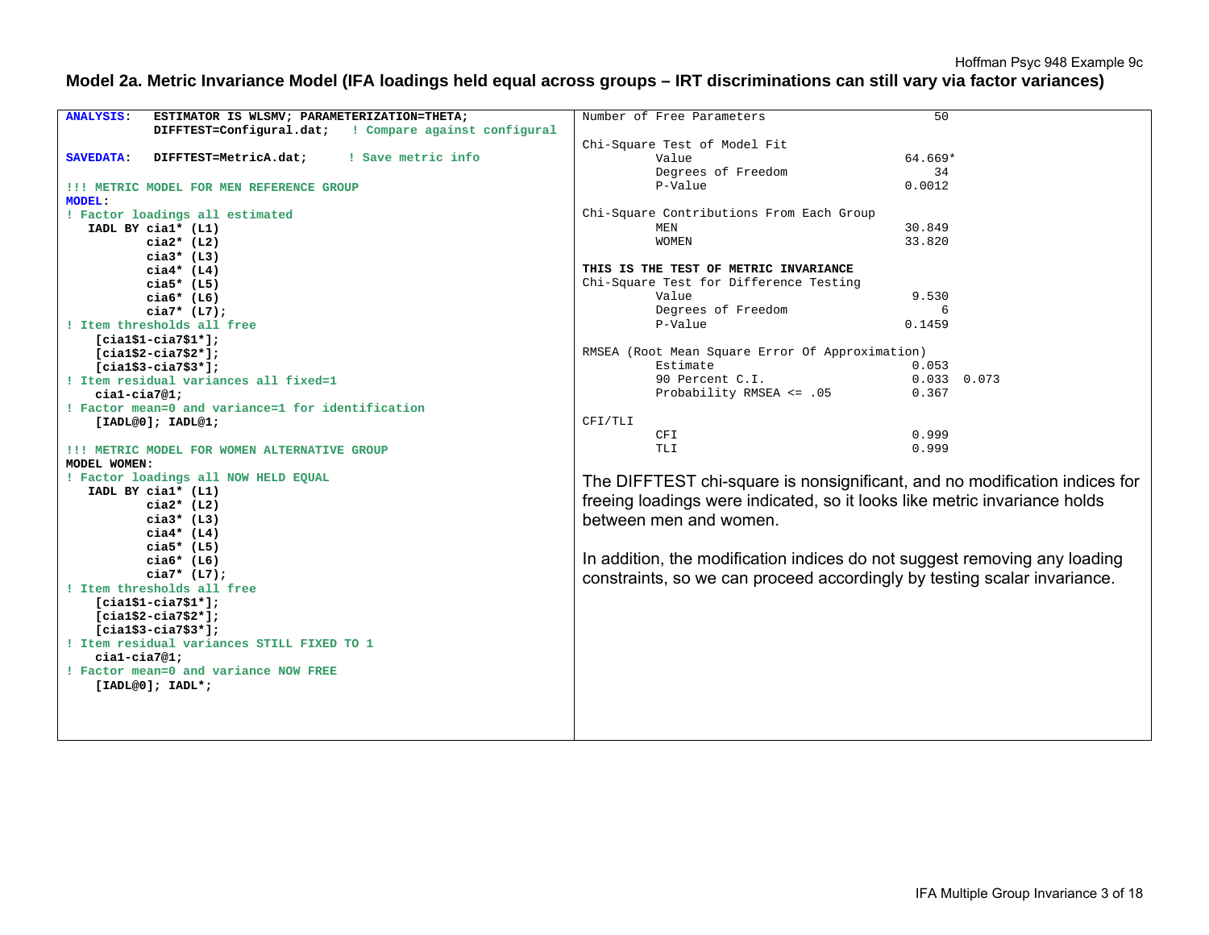## Model 2a. Metric Invariance Model (IFA loadings held equal across groups – IRT discriminations can still vary via factor variances)

```
ANALYSIS:   ESTIMATOR IS WLSMV; PARAMETERIZATION=THETA;
            DIFFTEST=Configural.dat;   ! Compare against configural

SAVEDATA:   DIFFTEST=MetricA.dat;      ! Save metric info

!!! METRIC MODEL FOR MEN REFERENCE GROUP
MODEL:
! Factor loadings all estimated
   IADL BY cia1* (L1)
           cia2* (L2)
           cia3* (L3)
           cia4* (L4)
           cia5* (L5)
           cia6* (L6)
           cia7* (L7);
! Item thresholds all free
    [cia1$1-cia7$1*];
    [cia1$2-cia7$2*];
    [cia1$3-cia7$3*];
! Item residual variances all fixed=1
    cia1-cia7@1;
! Factor mean=0 and variance=1 for identification
    [IADL@0]; IADL@1;

!!! METRIC MODEL FOR WOMEN ALTERNATIVE GROUP
MODEL WOMEN:
! Factor loadings all NOW HELD EQUAL
   IADL BY cia1* (L1)
           cia2* (L2)
           cia3* (L3)
           cia4* (L4)
           cia5* (L5)
           cia6* (L6)
           cia7* (L7);
! Item thresholds all free
    [cia1$1-cia7$1*];
    [cia1$2-cia7$2*];
    [cia1$3-cia7$3*];
! Item residual variances STILL FIXED TO 1
    cia1-cia7@1;
! Factor mean=0 and variance NOW FREE
    [IADL@0]; IADL*;
```

```
Number of Free Parameters                       50

Chi-Square Test of Model Fit
          Value                             64.669*
          Degrees of Freedom                    34
          P-Value                           0.0012

Chi-Square Contributions From Each Group
          MEN                               30.849
          WOMEN                             33.820

THIS IS THE TEST OF METRIC INVARIANCE
Chi-Square Test for Difference Testing
          Value                              9.530
          Degrees of Freedom                     6
          P-Value                           0.1459

RMSEA (Root Mean Square Error Of Approximation)
          Estimate                           0.053
          90 Percent C.I.                    0.033  0.073
          Probability RMSEA <= .05           0.367

CFI/TLI
          CFI                                0.999
          TLI                                0.999
```

The DIFFTEST chi-square is nonsignificant, and no modification indices for freeing loadings were indicated, so it looks like metric invariance holds between men and women.

In addition, the modification indices do not suggest removing any loading constraints, so we can proceed accordingly by testing scalar invariance.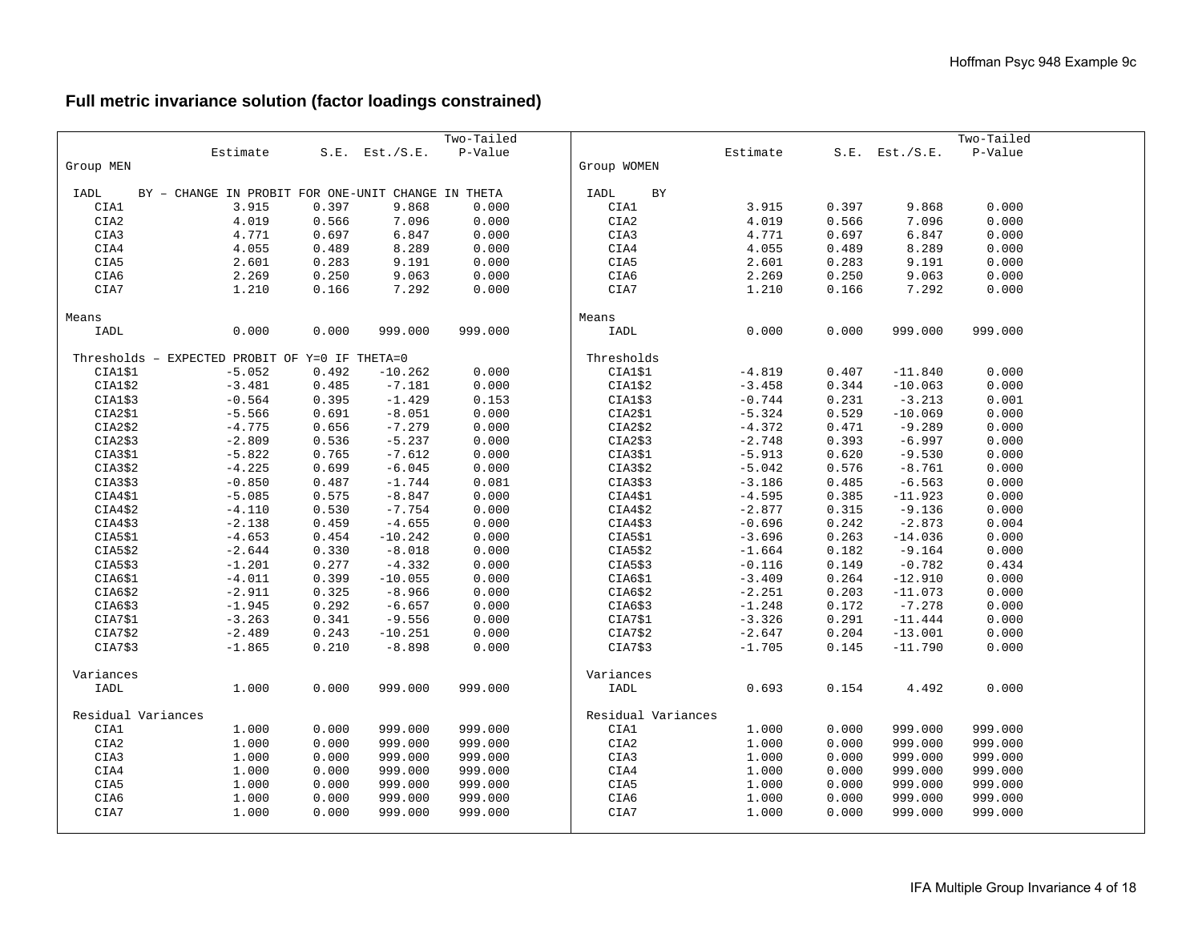## Full metric invariance solution (factor loadings constrained)

```
                                                    Two-Tailed
                    Estimate       S.E.  Est./S.E.    P-Value
Group MEN

 IADL     BY – CHANGE IN PROBIT FOR ONE-UNIT CHANGE IN THETA
    CIA1               3.915      0.397      9.868      0.000
    CIA2               4.019      0.566      7.096      0.000
    CIA3               4.771      0.697      6.847      0.000
    CIA4               4.055      0.489      8.289      0.000
    CIA5               2.601      0.283      9.191      0.000
    CIA6               2.269      0.250      9.063      0.000
    CIA7               1.210      0.166      7.292      0.000

Means
    IADL               0.000      0.000    999.000    999.000

 Thresholds – EXPECTED PROBIT OF Y=0 IF THETA=0
    CIA1$1            -5.052      0.492    -10.262      0.000
    CIA1$2            -3.481      0.485     -7.181      0.000
    CIA1$3            -0.564      0.395     -1.429      0.153
    CIA2$1            -5.566      0.691     -8.051      0.000
    CIA2$2            -4.775      0.656     -7.279      0.000
    CIA2$3            -2.809      0.536     -5.237      0.000
    CIA3$1            -5.822      0.765     -7.612      0.000
    CIA3$2            -4.225      0.699     -6.045      0.000
    CIA3$3            -0.850      0.487     -1.744      0.081
    CIA4$1            -5.085      0.575     -8.847      0.000
    CIA4$2            -4.110      0.530     -7.754      0.000
    CIA4$3            -2.138      0.459     -4.655      0.000
    CIA5$1            -4.653      0.454    -10.242      0.000
    CIA5$2            -2.644      0.330     -8.018      0.000
    CIA5$3            -1.201      0.277     -4.332      0.000
    CIA6$1            -4.011      0.399    -10.055      0.000
    CIA6$2            -2.911      0.325     -8.966      0.000
    CIA6$3            -1.945      0.292     -6.657      0.000
    CIA7$1            -3.263      0.341     -9.556      0.000
    CIA7$2            -2.489      0.243    -10.251      0.000
    CIA7$3            -1.865      0.210     -8.898      0.000

 Variances
    IADL               1.000      0.000    999.000    999.000

 Residual Variances
    CIA1               1.000      0.000    999.000    999.000
    CIA2               1.000      0.000    999.000    999.000
    CIA3               1.000      0.000    999.000    999.000
    CIA4               1.000      0.000    999.000    999.000
    CIA5               1.000      0.000    999.000    999.000
    CIA6               1.000      0.000    999.000    999.000
    CIA7               1.000      0.000    999.000    999.000
```

```
                                                    Two-Tailed
                    Estimate       S.E.  Est./S.E.    P-Value
Group WOMEN

 IADL     BY
    CIA1               3.915      0.397      9.868      0.000
    CIA2               4.019      0.566      7.096      0.000
    CIA3               4.771      0.697      6.847      0.000
    CIA4               4.055      0.489      8.289      0.000
    CIA5               2.601      0.283      9.191      0.000
    CIA6               2.269      0.250      9.063      0.000
    CIA7               1.210      0.166      7.292      0.000

Means
    IADL               0.000      0.000    999.000    999.000

 Thresholds
    CIA1$1            -4.819      0.407    -11.840      0.000
    CIA1$2            -3.458      0.344    -10.063      0.000
    CIA1$3            -0.744      0.231     -3.213      0.001
    CIA2$1            -5.324      0.529    -10.069      0.000
    CIA2$2            -4.372      0.471     -9.289      0.000
    CIA2$3            -2.748      0.393     -6.997      0.000
    CIA3$1            -5.913      0.620     -9.530      0.000
    CIA3$2            -5.042      0.576     -8.761      0.000
    CIA3$3            -3.186      0.485     -6.563      0.000
    CIA4$1            -4.595      0.385    -11.923      0.000
    CIA4$2            -2.877      0.315     -9.136      0.000
    CIA4$3            -0.696      0.242     -2.873      0.004
    CIA5$1            -3.696      0.263    -14.036      0.000
    CIA5$2            -1.664      0.182     -9.164      0.000
    CIA5$3            -0.116      0.149     -0.782      0.434
    CIA6$1            -3.409      0.264    -12.910      0.000
    CIA6$2            -2.251      0.203    -11.073      0.000
    CIA6$3            -1.248      0.172     -7.278      0.000
    CIA7$1            -3.326      0.291    -11.444      0.000
    CIA7$2            -2.647      0.204    -13.001      0.000
    CIA7$3            -1.705      0.145    -11.790      0.000

 Variances
    IADL               0.693      0.154      4.492      0.000

 Residual Variances
    CIA1               1.000      0.000    999.000    999.000
    CIA2               1.000      0.000    999.000    999.000
    CIA3               1.000      0.000    999.000    999.000
    CIA4               1.000      0.000    999.000    999.000
    CIA5               1.000      0.000    999.000    999.000
    CIA6               1.000      0.000    999.000    999.000
    CIA7               1.000      0.000    999.000    999.000
```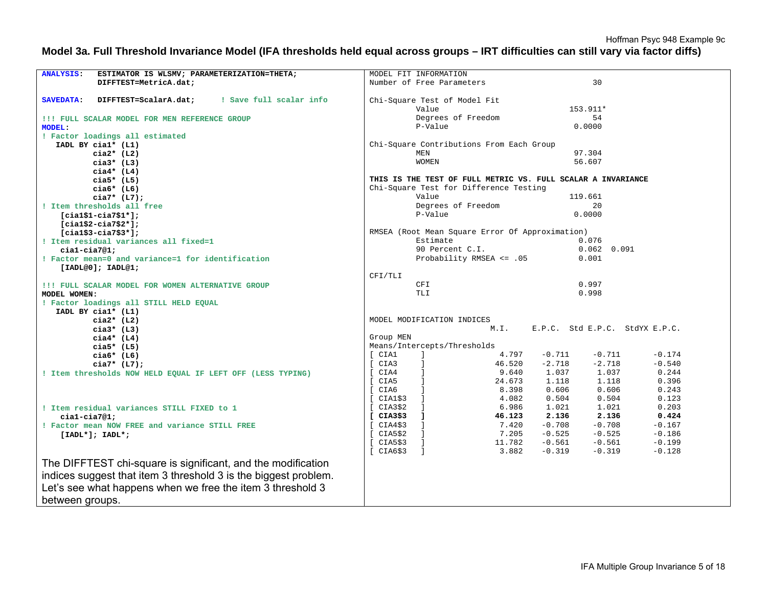## Model 3a. Full Threshold Invariance Model (IFA thresholds held equal across groups – IRT difficulties can still vary via factor diffs)

```
ANALYSIS:   ESTIMATOR IS WLSMV; PARAMETERIZATION=THETA;
            DIFFTEST=MetricA.dat;

SAVEDATA:   DIFFTEST=ScalarA.dat;     ! Save full scalar info

!!! FULL SCALAR MODEL FOR MEN REFERENCE GROUP
MODEL:
! Factor loadings all estimated
   IADL BY cia1* (L1)
           cia2* (L2)
           cia3* (L3)
           cia4* (L4)
           cia5* (L5)
           cia6* (L6)
           cia7* (L7);
! Item thresholds all free
    [cia1$1-cia7$1*];
    [cia1$2-cia7$2*];
    [cia1$3-cia7$3*];
! Item residual variances all fixed=1
    cia1-cia7@1;
! Factor mean=0 and variance=1 for identification
    [IADL@0]; IADL@1;

!!! FULL SCALAR MODEL FOR WOMEN ALTERNATIVE GROUP
MODEL WOMEN:
! Factor loadings all STILL HELD EQUAL
   IADL BY cia1* (L1)
           cia2* (L2)
           cia3* (L3)
           cia4* (L4)
           cia5* (L5)
           cia6* (L6)
           cia7* (L7);
! Item thresholds NOW HELD EQUAL IF LEFT OFF (LESS TYPING)


! Item residual variances STILL FIXED to 1
    cia1-cia7@1;
! Factor mean NOW FREE and variance STILL FREE
    [IADL*]; IADL*;
```

The DIFFTEST chi-square is significant, and the modification indices suggest that item 3 threshold 3 is the biggest problem. Let's see what happens when we free the item 3 threshold 3 between groups.

```
MODEL FIT INFORMATION
Number of Free Parameters                        30

Chi-Square Test of Model Fit
          Value                             153.911*
          Degrees of Freedom                      54
          P-Value                             0.0000

Chi-Square Contributions From Each Group
          MEN                                 97.304
          WOMEN                               56.607

THIS IS THE TEST OF FULL METRIC VS. FULL SCALAR A INVARIANCE
Chi-Square Test for Difference Testing
          Value                             119.661
          Degrees of Freedom                      20
          P-Value                             0.0000

RMSEA (Root Mean Square Error Of Approximation)
          Estimate                             0.076
          90 Percent C.I.                      0.062  0.091
          Probability RMSEA <= .05             0.001

CFI/TLI
          CFI                                  0.997
          TLI                                  0.998


MODEL MODIFICATION INDICES
                            M.I.     E.P.C.  Std E.P.C.  StdYX E.P.C.
Group MEN
Means/Intercepts/Thresholds
[ CIA1     ]               4.797    -0.711     -0.711       -0.174
[ CIA3     ]              46.520    -2.718     -2.718       -0.540
[ CIA4     ]               9.640     1.037      1.037        0.244
[ CIA5     ]              24.673     1.118      1.118        0.396
[ CIA6     ]               8.398     0.606      0.606        0.243
[ CIA1$3   ]               4.082     0.504      0.504        0.123
[ CIA3$2   ]               6.986     1.021      1.021        0.203
[ CIA3$3   ]              46.123     2.136      2.136        0.424
[ CIA4$3   ]               7.420    -0.708     -0.708       -0.167
[ CIA5$2   ]               7.205    -0.525     -0.525       -0.186
[ CIA5$3   ]              11.782    -0.561     -0.561       -0.199
[ CIA6$3   ]               3.882    -0.319     -0.319       -0.128
```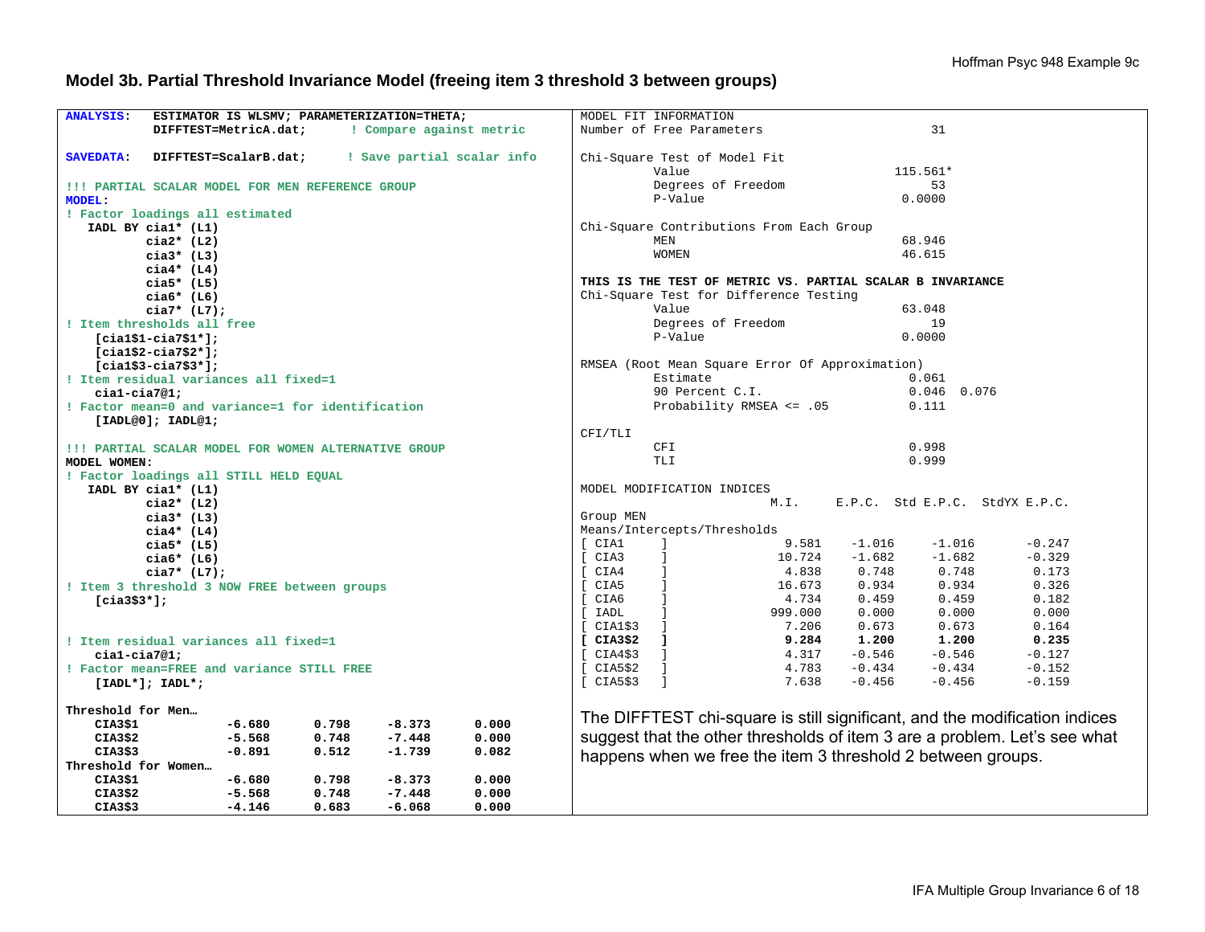## Model 3b. Partial Threshold Invariance Model (freeing item 3 threshold 3 between groups)

```
ANALYSIS:   ESTIMATOR IS WLSMV; PARAMETERIZATION=THETA;
            DIFFTEST=MetricA.dat;      ! Compare against metric

SAVEDATA:   DIFFTEST=ScalarB.dat;      ! Save partial scalar info

!!! PARTIAL SCALAR MODEL FOR MEN REFERENCE GROUP
MODEL:
! Factor loadings all estimated
   IADL BY cia1* (L1)
           cia2* (L2)
           cia3* (L3)
           cia4* (L4)
           cia5* (L5)
           cia6* (L6)
           cia7* (L7);
! Item thresholds all free
    [cia1$1-cia7$1*];
    [cia1$2-cia7$2*];
    [cia1$3-cia7$3*];
! Item residual variances all fixed=1
    cia1-cia7@1;
! Factor mean=0 and variance=1 for identification
    [IADL@0]; IADL@1;

!!! PARTIAL SCALAR MODEL FOR WOMEN ALTERNATIVE GROUP
MODEL WOMEN:
! Factor loadings all STILL HELD EQUAL
   IADL BY cia1* (L1)
           cia2* (L2)
           cia3* (L3)
           cia4* (L4)
           cia5* (L5)
           cia6* (L6)
           cia7* (L7);
! Item 3 threshold 3 NOW FREE between groups
    [cia3$3*];


! Item residual variances all fixed=1
    cia1-cia7@1;
! Factor mean=FREE and variance STILL FREE
    [IADL*]; IADL*;

Threshold for Men…
    CIA3$1           -6.680      0.798     -8.373      0.000
    CIA3$2           -5.568      0.748     -7.448      0.000
    CIA3$3           -0.891      0.512     -1.739      0.082
Threshold for Women…
    CIA3$1           -6.680      0.798     -8.373      0.000
    CIA3$2           -5.568      0.748     -7.448      0.000
    CIA3$3           -4.146      0.683     -6.068      0.000
```

```
MODEL FIT INFORMATION
Number of Free Parameters                       31

Chi-Square Test of Model Fit
          Value                            115.561*
          Degrees of Freedom                    53
          P-Value                           0.0000

Chi-Square Contributions From Each Group
          MEN                               68.946
          WOMEN                             46.615

THIS IS THE TEST OF METRIC VS. PARTIAL SCALAR B INVARIANCE
Chi-Square Test for Difference Testing
          Value                             63.048
          Degrees of Freedom                    19
          P-Value                           0.0000

RMSEA (Root Mean Square Error Of Approximation)
          Estimate                           0.061
          90 Percent C.I.                    0.046  0.076
          Probability RMSEA <= .05           0.111

CFI/TLI
          CFI                                0.998
          TLI                                0.999

MODEL MODIFICATION INDICES
                          M.I.     E.P.C.  Std E.P.C.  StdYX E.P.C.
Group MEN
Means/Intercepts/Thresholds
[ CIA1     ]               9.581    -1.016     -1.016       -0.247
[ CIA3     ]              10.724    -1.682     -1.682       -0.329
[ CIA4     ]               4.838     0.748      0.748        0.173
[ CIA5     ]              16.673     0.934      0.934        0.326
[ CIA6     ]               4.734     0.459      0.459        0.182
[ IADL     ]             999.000     0.000      0.000        0.000
[ CIA1$3   ]               7.206     0.673      0.673        0.164
[ CIA3$2   ]               9.284     1.200      1.200        0.235
[ CIA4$3   ]               4.317    -0.546     -0.546       -0.127
[ CIA5$2   ]               4.783    -0.434     -0.434       -0.152
[ CIA5$3   ]               7.638    -0.456     -0.456       -0.159
```

The DIFFTEST chi-square is still significant, and the modification indices suggest that the other thresholds of item 3 are a problem. Let's see what happens when we free the item 3 threshold 2 between groups.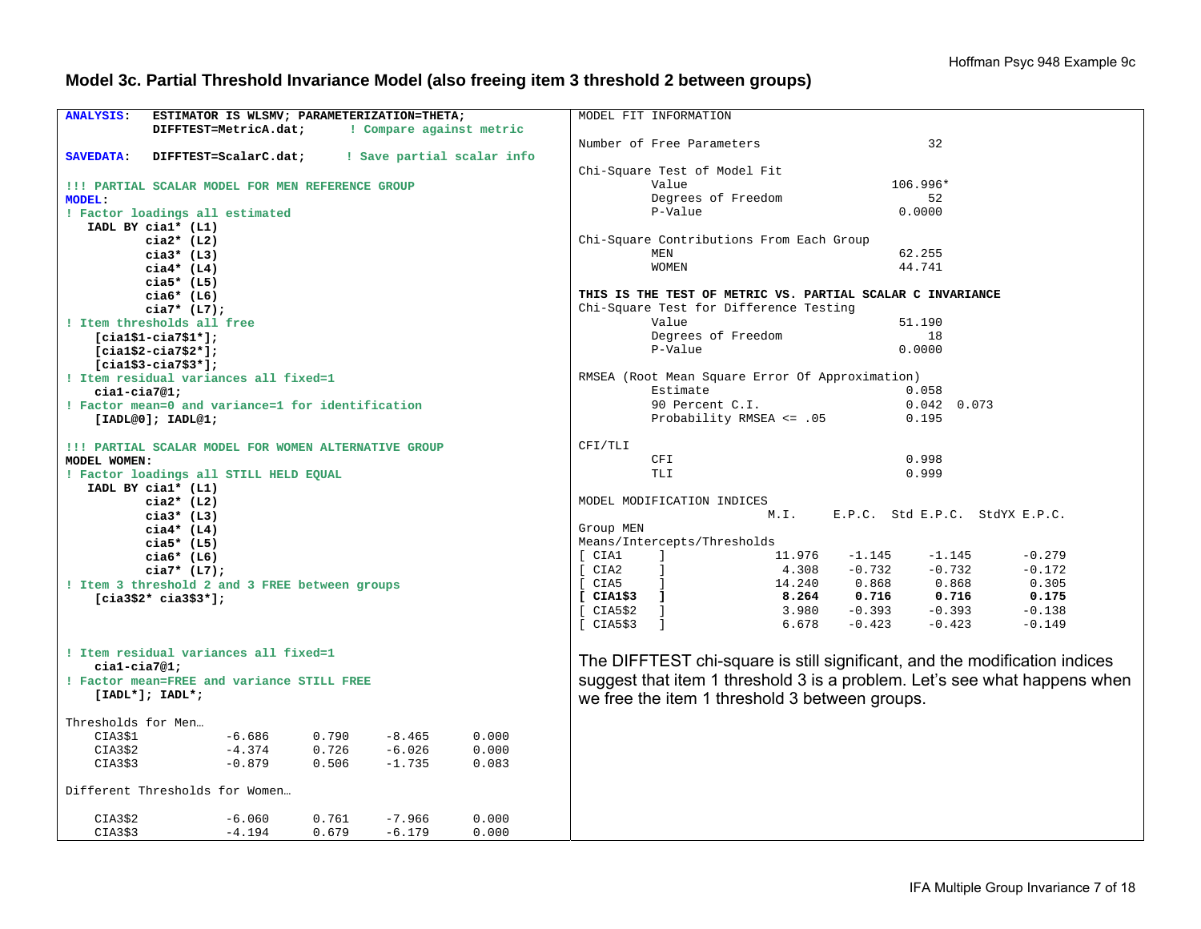## Model 3c. Partial Threshold Invariance Model (also freeing item 3 threshold 2 between groups)

```
ANALYSIS:   ESTIMATOR IS WLSMV; PARAMETERIZATION=THETA;
            DIFFTEST=MetricA.dat;      ! Compare against metric

SAVEDATA:   DIFFTEST=ScalarC.dat;     ! Save partial scalar info

!!! PARTIAL SCALAR MODEL FOR MEN REFERENCE GROUP
MODEL:
! Factor loadings all estimated
   IADL BY cia1* (L1)
           cia2* (L2)
           cia3* (L3)
           cia4* (L4)
           cia5* (L5)
           cia6* (L6)
           cia7* (L7);
! Item thresholds all free
    [cia1$1-cia7$1*];
    [cia1$2-cia7$2*];
    [cia1$3-cia7$3*];
! Item residual variances all fixed=1
    cia1-cia7@1;
! Factor mean=0 and variance=1 for identification
    [IADL@0]; IADL@1;

!!! PARTIAL SCALAR MODEL FOR WOMEN ALTERNATIVE GROUP
MODEL WOMEN:
! Factor loadings all STILL HELD EQUAL
   IADL BY cia1* (L1)
           cia2* (L2)
           cia3* (L3)
           cia4* (L4)
           cia5* (L5)
           cia6* (L6)
           cia7* (L7);
! Item 3 threshold 2 and 3 FREE between groups
    [cia3$2* cia3$3*];


! Item residual variances all fixed=1
    cia1-cia7@1;
! Factor mean=FREE and variance STILL FREE
    [IADL*]; IADL*;

Thresholds for Men…
    CIA3$1           -6.686      0.790     -8.465      0.000
    CIA3$2           -4.374      0.726     -6.026      0.000
    CIA3$3           -0.879      0.506     -1.735      0.083

Different Thresholds for Women…

    CIA3$2           -6.060      0.761     -7.966      0.000
    CIA3$3           -4.194      0.679     -6.179      0.000
```

```
MODEL FIT INFORMATION

Number of Free Parameters                       32

Chi-Square Test of Model Fit
          Value                            106.996*
          Degrees of Freedom                    52
          P-Value                           0.0000

Chi-Square Contributions From Each Group
          MEN                               62.255
          WOMEN                             44.741

THIS IS THE TEST OF METRIC VS. PARTIAL SCALAR C INVARIANCE
Chi-Square Test for Difference Testing
          Value                             51.190
          Degrees of Freedom                    18
          P-Value                           0.0000

RMSEA (Root Mean Square Error Of Approximation)
          Estimate                           0.058
          90 Percent C.I.                    0.042  0.073
          Probability RMSEA <= .05           0.195

CFI/TLI
          CFI                                0.998
          TLI                                0.999

MODEL MODIFICATION INDICES
                          M.I.     E.P.C.  Std E.P.C.  StdYX E.P.C.
Group MEN
Means/Intercepts/Thresholds
[ CIA1     ]              11.976    -1.145     -1.145       -0.279
[ CIA2     ]               4.308    -0.732     -0.732       -0.172
[ CIA5     ]              14.240     0.868      0.868        0.305
[ CIA1$3   ]               8.264     0.716      0.716        0.175
[ CIA5$2   ]               3.980    -0.393     -0.393       -0.138
[ CIA5$3   ]               6.678    -0.423     -0.423       -0.149
```

The DIFFTEST chi-square is still significant, and the modification indices suggest that item 1 threshold 3 is a problem. Let's see what happens when we free the item 1 threshold 3 between groups.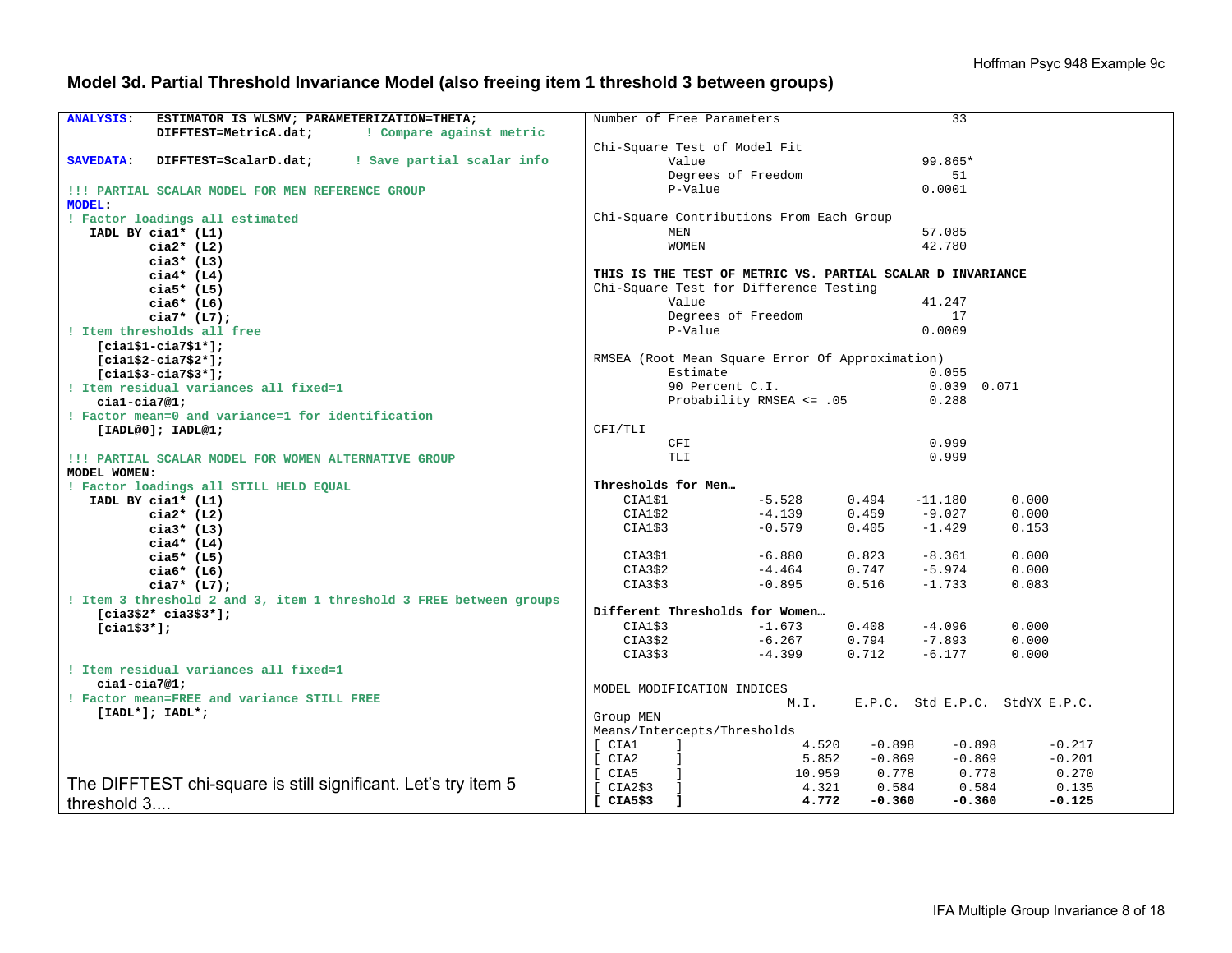## Model 3d. Partial Threshold Invariance Model (also freeing item 1 threshold 3 between groups)

```
ANALYSIS:   ESTIMATOR IS WLSMV; PARAMETERIZATION=THETA;
            DIFFTEST=MetricA.dat;       ! Compare against metric

SAVEDATA:   DIFFTEST=ScalarD.dat;      ! Save partial scalar info

!!! PARTIAL SCALAR MODEL FOR MEN REFERENCE GROUP
MODEL:
! Factor loadings all estimated
   IADL BY cia1* (L1)
           cia2* (L2)
           cia3* (L3)
           cia4* (L4)
           cia5* (L5)
           cia6* (L6)
           cia7* (L7);
! Item thresholds all free
    [cia1$1-cia7$1*];
    [cia1$2-cia7$2*];
    [cia1$3-cia7$3*];
! Item residual variances all fixed=1
    cia1-cia7@1;
! Factor mean=0 and variance=1 for identification
    [IADL@0]; IADL@1;

!!! PARTIAL SCALAR MODEL FOR WOMEN ALTERNATIVE GROUP
MODEL WOMEN:
! Factor loadings all STILL HELD EQUAL
   IADL BY cia1* (L1)
           cia2* (L2)
           cia3* (L3)
           cia4* (L4)
           cia5* (L5)
           cia6* (L6)
           cia7* (L7);
! Item 3 threshold 2 and 3, item 1 threshold 3 FREE between groups
    [cia3$2* cia3$3*];
    [cia1$3*];

! Item residual variances all fixed=1
    cia1-cia7@1;
! Factor mean=FREE and variance STILL FREE
    [IADL*]; IADL*;
```

The DIFFTEST chi-square is still significant. Let's try item 5 threshold 3....

```
Number of Free Parameters                       33

Chi-Square Test of Model Fit
          Value                            99.865*
          Degrees of Freedom                   51
          P-Value                           0.0001

Chi-Square Contributions From Each Group
          MEN                               57.085
          WOMEN                             42.780

THIS IS THE TEST OF METRIC VS. PARTIAL SCALAR D INVARIANCE
Chi-Square Test for Difference Testing
          Value                             41.247
          Degrees of Freedom                   17
          P-Value                           0.0009

RMSEA (Root Mean Square Error Of Approximation)
          Estimate                           0.055
          90 Percent C.I.                    0.039  0.071
          Probability RMSEA <= .05           0.288

CFI/TLI
          CFI                                0.999
          TLI                                0.999

Thresholds for Men…
    CIA1$1           -5.528      0.494    -11.180      0.000
    CIA1$2           -4.139      0.459     -9.027      0.000
    CIA1$3           -0.579      0.405     -1.429      0.153

    CIA3$1           -6.880      0.823     -8.361      0.000
    CIA3$2           -4.464      0.747     -5.974      0.000
    CIA3$3           -0.895      0.516     -1.733      0.083

Different Thresholds for Women…
    CIA1$3           -1.673      0.408     -4.096      0.000
    CIA3$2           -6.267      0.794     -7.893      0.000
    CIA3$3           -4.399      0.712     -6.177      0.000

MODEL MODIFICATION INDICES
                          M.I.     E.P.C.  Std E.P.C.  StdYX E.P.C.
Group MEN
Means/Intercepts/Thresholds
[ CIA1     ]             4.520    -0.898     -0.898       -0.217
[ CIA2     ]             5.852    -0.869     -0.869       -0.201
[ CIA5     ]            10.959     0.778      0.778        0.270
[ CIA2$3   ]             4.321     0.584      0.584        0.135
[ CIA5$3   ]             4.772    -0.360     -0.360       -0.125
```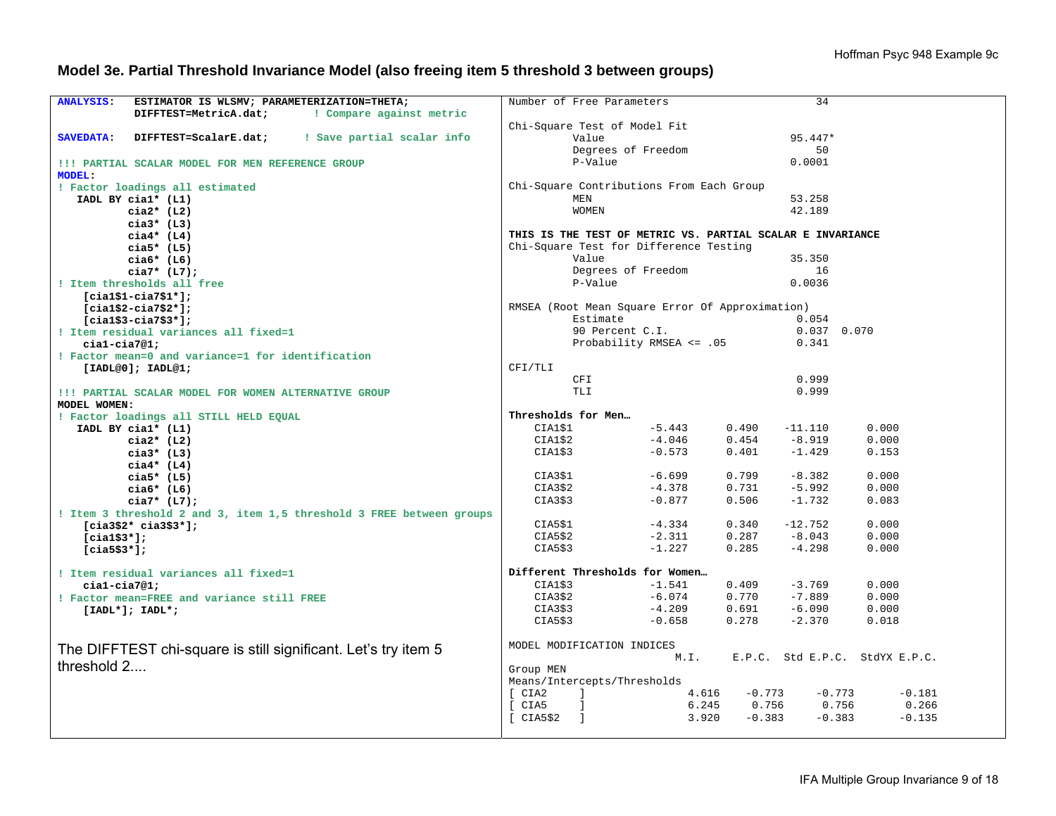## Model 3e. Partial Threshold Invariance Model (also freeing item 5 threshold 3 between groups)

```
ANALYSIS:   ESTIMATOR IS WLSMV; PARAMETERIZATION=THETA;
            DIFFTEST=MetricA.dat;       ! Compare against metric

SAVEDATA:   DIFFTEST=ScalarE.dat;      ! Save partial scalar info

!!! PARTIAL SCALAR MODEL FOR MEN REFERENCE GROUP
MODEL:
! Factor loadings all estimated
   IADL BY cia1* (L1)
           cia2* (L2)
           cia3* (L3)
           cia4* (L4)
           cia5* (L5)
           cia6* (L6)
           cia7* (L7);
! Item thresholds all free
    [cia1$1-cia7$1*];
    [cia1$2-cia7$2*];
    [cia1$3-cia7$3*];
! Item residual variances all fixed=1
    cia1-cia7@1;
! Factor mean=0 and variance=1 for identification
    [IADL@0]; IADL@1;

!!! PARTIAL SCALAR MODEL FOR WOMEN ALTERNATIVE GROUP
MODEL WOMEN:
! Factor loadings all STILL HELD EQUAL
   IADL BY cia1* (L1)
           cia2* (L2)
           cia3* (L3)
           cia4* (L4)
           cia5* (L5)
           cia6* (L6)
           cia7* (L7);
! Item 3 threshold 2 and 3, item 1,5 threshold 3 FREE between groups
    [cia3$2* cia3$3*];
    [cia1$3*];
    [cia5$3*];

! Item residual variances all fixed=1
    cia1-cia7@1;
! Factor mean=FREE and variance still FREE
    [IADL*]; IADL*;
```

The DIFFTEST chi-square is still significant. Let's try item 5 threshold 2....

```
Number of Free Parameters                       34

Chi-Square Test of Model Fit
          Value                             95.447*
          Degrees of Freedom                    50
          P-Value                           0.0001

Chi-Square Contributions From Each Group
          MEN                               53.258
          WOMEN                             42.189

THIS IS THE TEST OF METRIC VS. PARTIAL SCALAR E INVARIANCE
Chi-Square Test for Difference Testing
          Value                             35.350
          Degrees of Freedom                    16
          P-Value                           0.0036

RMSEA (Root Mean Square Error Of Approximation)
          Estimate                           0.054
          90 Percent C.I.                    0.037  0.070
          Probability RMSEA <= .05           0.341

CFI/TLI
          CFI                                0.999
          TLI                                0.999

Thresholds for Men…
    CIA1$1           -5.443      0.490    -11.110      0.000
    CIA1$2           -4.046      0.454     -8.919      0.000
    CIA1$3           -0.573      0.401     -1.429      0.153

    CIA3$1           -6.699      0.799     -8.382      0.000
    CIA3$2           -4.378      0.731     -5.992      0.000
    CIA3$3           -0.877      0.506     -1.732      0.083

    CIA5$1           -4.334      0.340    -12.752      0.000
    CIA5$2           -2.311      0.287     -8.043      0.000
    CIA5$3           -1.227      0.285     -4.298      0.000

Different Thresholds for Women…
    CIA1$3           -1.541      0.409     -3.769      0.000
    CIA3$2           -6.074      0.770     -7.889      0.000
    CIA3$3           -4.209      0.691     -6.090      0.000
    CIA5$3           -0.658      0.278     -2.370      0.018

MODEL MODIFICATION INDICES
                           M.I.     E.P.C.  Std E.P.C.  StdYX E.P.C.
Group MEN
Means/Intercepts/Thresholds
[ CIA2     ]              4.616    -0.773     -0.773       -0.181
[ CIA5     ]              6.245     0.756      0.756        0.266
[ CIA5$2   ]              3.920    -0.383     -0.383       -0.135
```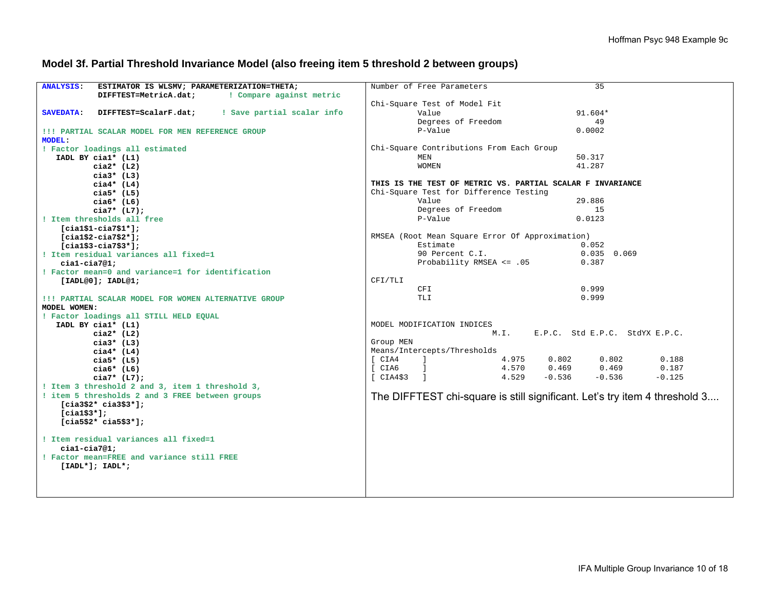## Model 3f. Partial Threshold Invariance Model (also freeing item 5 threshold 2 between groups)

```
ANALYSIS:   ESTIMATOR IS WLSMV; PARAMETERIZATION=THETA;
            DIFFTEST=MetricA.dat;       ! Compare against metric

SAVEDATA:   DIFFTEST=ScalarF.dat;      ! Save partial scalar info

!!! PARTIAL SCALAR MODEL FOR MEN REFERENCE GROUP
MODEL:
! Factor loadings all estimated
   IADL BY cia1* (L1)
           cia2* (L2)
           cia3* (L3)
           cia4* (L4)
           cia5* (L5)
           cia6* (L6)
           cia7* (L7);
! Item thresholds all free
    [cia1$1-cia7$1*];
    [cia1$2-cia7$2*];
    [cia1$3-cia7$3*];
! Item residual variances all fixed=1
    cia1-cia7@1;
! Factor mean=0 and variance=1 for identification
    [IADL@0]; IADL@1;

!!! PARTIAL SCALAR MODEL FOR WOMEN ALTERNATIVE GROUP
MODEL WOMEN:
! Factor loadings all STILL HELD EQUAL
   IADL BY cia1* (L1)
           cia2* (L2)
           cia3* (L3)
           cia4* (L4)
           cia5* (L5)
           cia6* (L6)
           cia7* (L7);
! Item 3 threshold 2 and 3, item 1 threshold 3,
! item 5 thresholds 2 and 3 FREE between groups
    [cia3$2* cia3$3*];
    [cia1$3*];
    [cia5$2* cia5$3*];

! Item residual variances all fixed=1
    cia1-cia7@1;
! Factor mean=FREE and variance still FREE
    [IADL*]; IADL*;
```

```
Number of Free Parameters                       35

Chi-Square Test of Model Fit
          Value                              91.604*
          Degrees of Freedom                     49
          P-Value                            0.0002

Chi-Square Contributions From Each Group
          MEN                                50.317
          WOMEN                              41.287

THIS IS THE TEST OF METRIC VS. PARTIAL SCALAR F INVARIANCE
Chi-Square Test for Difference Testing
          Value                              29.886
          Degrees of Freedom                     15
          P-Value                            0.0123

RMSEA (Root Mean Square Error Of Approximation)
          Estimate                            0.052
          90 Percent C.I.                     0.035  0.069
          Probability RMSEA <= .05            0.387

CFI/TLI
          CFI                                 0.999
          TLI                                 0.999


MODEL MODIFICATION INDICES
                          M.I.     E.P.C.  Std E.P.C.  StdYX E.P.C.
Group MEN
Means/Intercepts/Thresholds
[ CIA4     ]               4.975     0.802      0.802        0.188
[ CIA6     ]               4.570     0.469      0.469        0.187
[ CIA4$3   ]               4.529    -0.536     -0.536       -0.125
```

The DIFFTEST chi-square is still significant. Let's try item 4 threshold 3....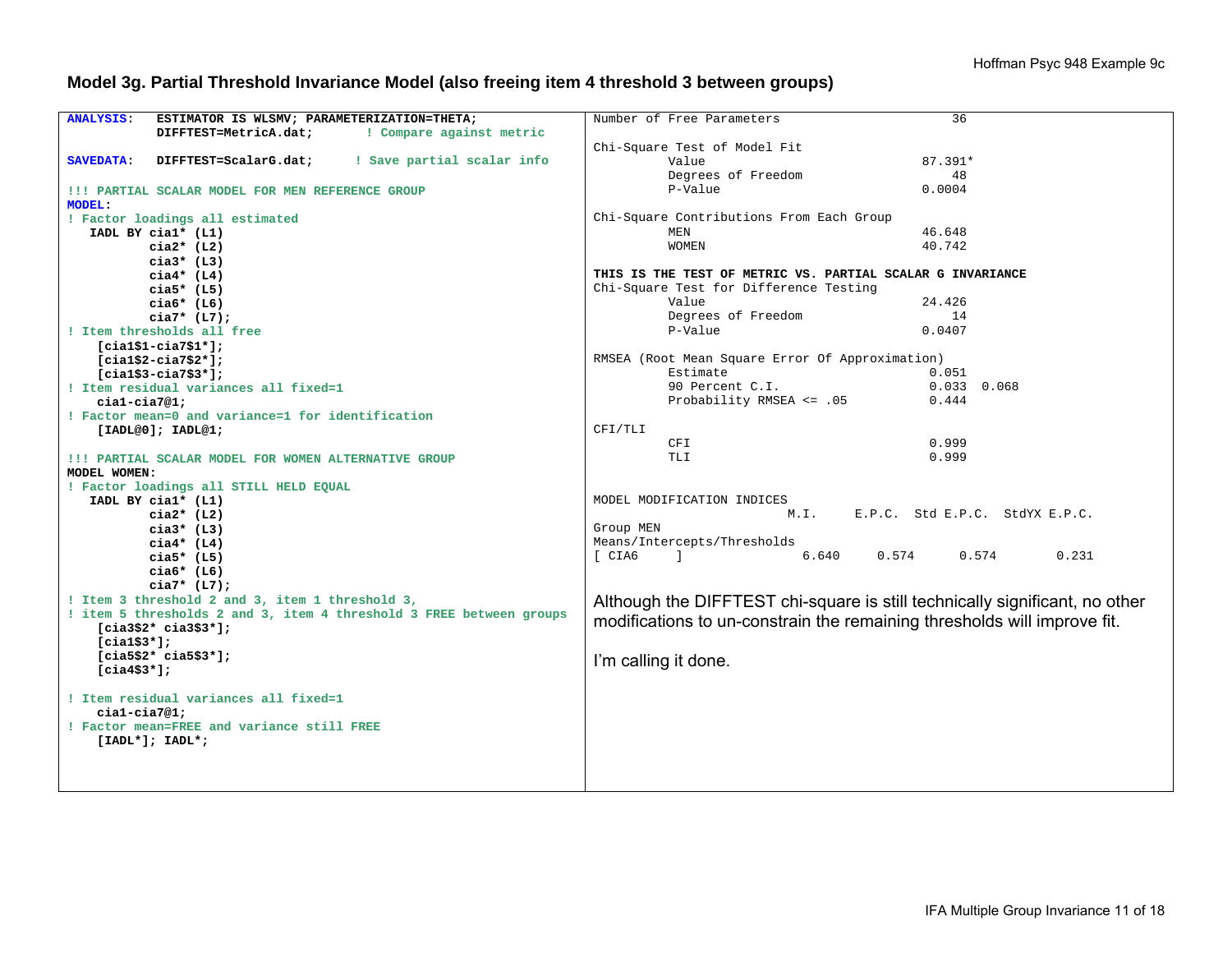## Model 3g. Partial Threshold Invariance Model (also freeing item 4 threshold 3 between groups)

```
ANALYSIS:   ESTIMATOR IS WLSMV; PARAMETERIZATION=THETA;
            DIFFTEST=MetricA.dat;       ! Compare against metric

SAVEDATA:   DIFFTEST=ScalarG.dat;      ! Save partial scalar info

!!! PARTIAL SCALAR MODEL FOR MEN REFERENCE GROUP
MODEL:
! Factor loadings all estimated
   IADL BY cia1* (L1)
           cia2* (L2)
           cia3* (L3)
           cia4* (L4)
           cia5* (L5)
           cia6* (L6)
           cia7* (L7);
! Item thresholds all free
    [cia1$1-cia7$1*];
    [cia1$2-cia7$2*];
    [cia1$3-cia7$3*];
! Item residual variances all fixed=1
    cia1-cia7@1;
! Factor mean=0 and variance=1 for identification
    [IADL@0]; IADL@1;

!!! PARTIAL SCALAR MODEL FOR WOMEN ALTERNATIVE GROUP
MODEL WOMEN:
! Factor loadings all STILL HELD EQUAL
   IADL BY cia1* (L1)
           cia2* (L2)
           cia3* (L3)
           cia4* (L4)
           cia5* (L5)
           cia6* (L6)
           cia7* (L7);
! Item 3 threshold 2 and 3, item 1 threshold 3,
! item 5 thresholds 2 and 3, item 4 threshold 3 FREE between groups
    [cia3$2* cia3$3*];
    [cia1$3*];
    [cia5$2* cia5$3*];
    [cia4$3*];

! Item residual variances all fixed=1
    cia1-cia7@1;
! Factor mean=FREE and variance still FREE
    [IADL*]; IADL*;
```

```
Number of Free Parameters                       36

Chi-Square Test of Model Fit
          Value                             87.391*
          Degrees of Freedom                    48
          P-Value                           0.0004

Chi-Square Contributions From Each Group
          MEN                               46.648
          WOMEN                             40.742

THIS IS THE TEST OF METRIC VS. PARTIAL SCALAR G INVARIANCE
Chi-Square Test for Difference Testing
          Value                             24.426
          Degrees of Freedom                    14
          P-Value                           0.0407

RMSEA (Root Mean Square Error Of Approximation)
          Estimate                           0.051
          90 Percent C.I.                    0.033  0.068
          Probability RMSEA <= .05           0.444

CFI/TLI
          CFI                                0.999
          TLI                                0.999


MODEL MODIFICATION INDICES
                          M.I.     E.P.C.  Std E.P.C.  StdYX E.P.C.
Group MEN
Means/Intercepts/Thresholds
[ CIA6     ]               6.640     0.574      0.574        0.231
```

Although the DIFFTEST chi-square is still technically significant, no other modifications to un-constrain the remaining thresholds will improve fit.

I'm calling it done.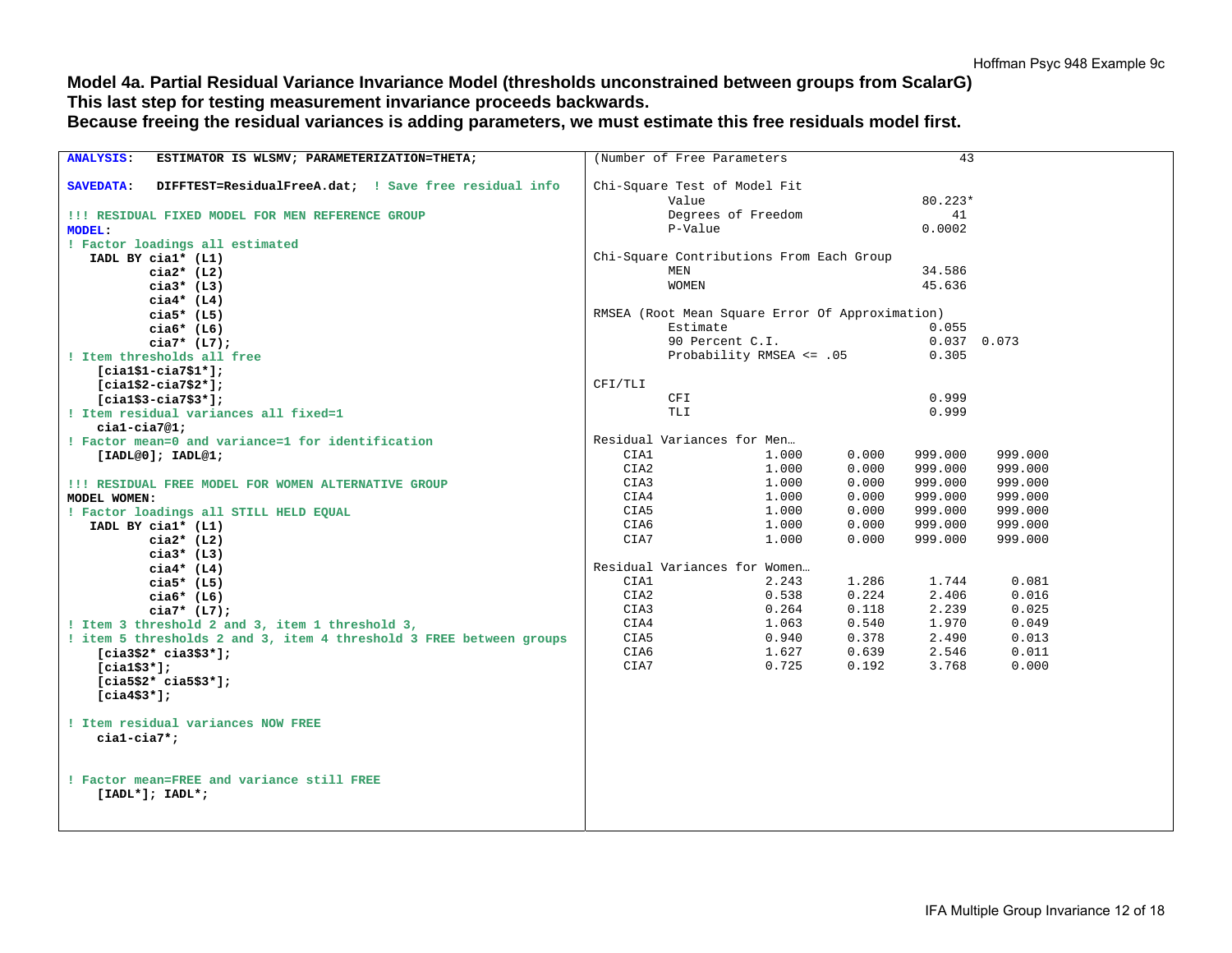**Model 4a. Partial Residual Variance Invariance Model (thresholds unconstrained between groups from ScalarG)**
**This last step for testing measurement invariance proceeds backwards.**
**Because freeing the residual variances is adding parameters, we must estimate this free residuals model first.**

```
ANALYSIS:   ESTIMATOR IS WLSMV; PARAMETERIZATION=THETA;

SAVEDATA:   DIFFTEST=ResidualFreeA.dat;  ! Save free residual info

!!! RESIDUAL FIXED MODEL FOR MEN REFERENCE GROUP
MODEL:
! Factor loadings all estimated
   IADL BY cia1* (L1)
           cia2* (L2)
           cia3* (L3)
           cia4* (L4)
           cia5* (L5)
           cia6* (L6)
           cia7* (L7);
! Item thresholds all free
    [cia1$1-cia7$1*];
    [cia1$2-cia7$2*];
    [cia1$3-cia7$3*];
! Item residual variances all fixed=1
    cia1-cia7@1;
! Factor mean=0 and variance=1 for identification
    [IADL@0]; IADL@1;

!!! RESIDUAL FREE MODEL FOR WOMEN ALTERNATIVE GROUP
MODEL WOMEN:
! Factor loadings all STILL HELD EQUAL
   IADL BY cia1* (L1)
           cia2* (L2)
           cia3* (L3)
           cia4* (L4)
           cia5* (L5)
           cia6* (L6)
           cia7* (L7);
! Item 3 threshold 2 and 3, item 1 threshold 3,
! item 5 thresholds 2 and 3, item 4 threshold 3 FREE between groups
    [cia3$2* cia3$3*];
    [cia1$3*];
    [cia5$2* cia5$3*];
    [cia4$3*];

! Item residual variances NOW FREE
    cia1-cia7*;


! Factor mean=FREE and variance still FREE
    [IADL*]; IADL*;
```

```
(Number of Free Parameters                        43

Chi-Square Test of Model Fit
          Value                              80.223*
          Degrees of Freedom                     41
          P-Value                            0.0002

Chi-Square Contributions From Each Group
          MEN                                34.586
          WOMEN                              45.636

RMSEA (Root Mean Square Error Of Approximation)
          Estimate                            0.055
          90 Percent C.I.                     0.037  0.073
          Probability RMSEA <= .05            0.305

CFI/TLI
          CFI                                 0.999
          TLI                                 0.999

Residual Variances for Men…
    CIA1              1.000      0.000    999.000    999.000
    CIA2              1.000      0.000    999.000    999.000
    CIA3              1.000      0.000    999.000    999.000
    CIA4              1.000      0.000    999.000    999.000
    CIA5              1.000      0.000    999.000    999.000
    CIA6              1.000      0.000    999.000    999.000
    CIA7              1.000      0.000    999.000    999.000

Residual Variances for Women…
    CIA1              2.243      1.286      1.744      0.081
    CIA2              0.538      0.224      2.406      0.016
    CIA3              0.264      0.118      2.239      0.025
    CIA4              1.063      0.540      1.970      0.049
    CIA5              0.940      0.378      2.490      0.013
    CIA6              1.627      0.639      2.546      0.011
    CIA7              0.725      0.192      3.768      0.000
```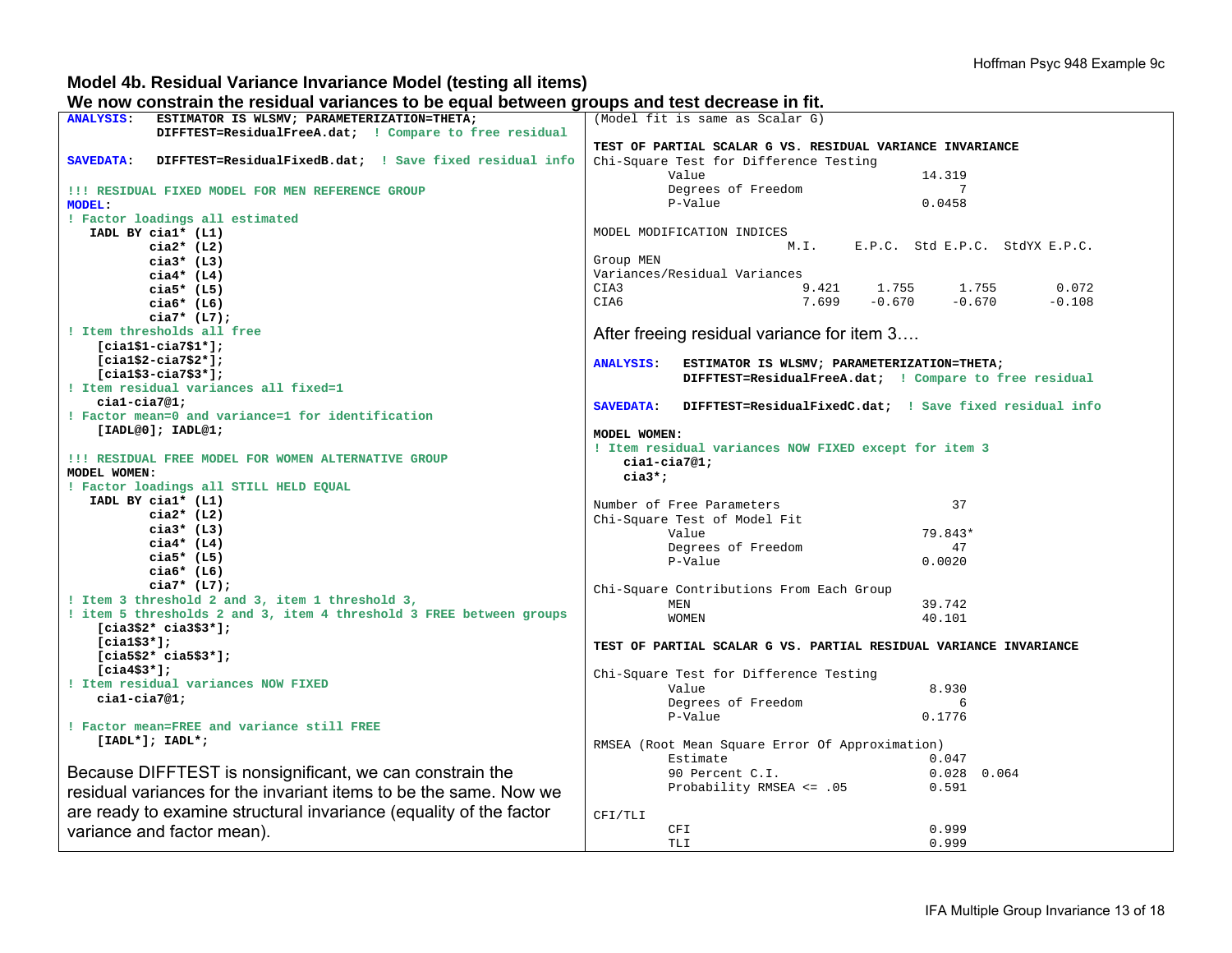## Model 4b. Residual Variance Invariance Model (testing all items)

**We now constrain the residual variances to be equal between groups and test decrease in fit.**

```
ANALYSIS:   ESTIMATOR IS WLSMV; PARAMETERIZATION=THETA;
            DIFFTEST=ResidualFreeA.dat;  ! Compare to free residual

SAVEDATA:   DIFFTEST=ResidualFixedB.dat;  ! Save fixed residual info

!!! RESIDUAL FIXED MODEL FOR MEN REFERENCE GROUP
MODEL:
! Factor loadings all estimated
   IADL BY cia1* (L1)
           cia2* (L2)
           cia3* (L3)
           cia4* (L4)
           cia5* (L5)
           cia6* (L6)
           cia7* (L7);
! Item thresholds all free
    [cia1$1-cia7$1*];
    [cia1$2-cia7$2*];
    [cia1$3-cia7$3*];
! Item residual variances all fixed=1
    cia1-cia7@1;
! Factor mean=0 and variance=1 for identification
    [IADL@0]; IADL@1;

!!! RESIDUAL FREE MODEL FOR WOMEN ALTERNATIVE GROUP
MODEL WOMEN:
! Factor loadings all STILL HELD EQUAL
   IADL BY cia1* (L1)
           cia2* (L2)
           cia3* (L3)
           cia4* (L4)
           cia5* (L5)
           cia6* (L6)
           cia7* (L7);
! Item 3 threshold 2 and 3, item 1 threshold 3,
! item 5 thresholds 2 and 3, item 4 threshold 3 FREE between groups
    [cia3$2* cia3$3*];
    [cia1$3*];
    [cia5$2* cia5$3*];
    [cia4$3*];
! Item residual variances NOW FIXED
    cia1-cia7@1;

! Factor mean=FREE and variance still FREE
    [IADL*]; IADL*;
```

Because DIFFTEST is nonsignificant, we can constrain the residual variances for the invariant items to be the same. Now we are ready to examine structural invariance (equality of the factor variance and factor mean).

```
(Model fit is same as Scalar G)

TEST OF PARTIAL SCALAR G VS. RESIDUAL VARIANCE INVARIANCE
Chi-Square Test for Difference Testing
          Value                              14.319
          Degrees of Freedom                      7
          P-Value                            0.0458

MODEL MODIFICATION INDICES
                          M.I.     E.P.C.  Std E.P.C.  StdYX E.P.C.
Group MEN
Variances/Residual Variances
CIA3                        9.421     1.755      1.755        0.072
CIA6                        7.699    -0.670     -0.670       -0.108
```

After freeing residual variance for item 3….

```
ANALYSIS:   ESTIMATOR IS WLSMV; PARAMETERIZATION=THETA;
            DIFFTEST=ResidualFreeA.dat;  ! Compare to free residual

SAVEDATA:   DIFFTEST=ResidualFixedC.dat;  ! Save fixed residual info

MODEL WOMEN:
! Item residual variances NOW FIXED except for item 3
    cia1-cia7@1;
    cia3*;

Number of Free Parameters                       37
Chi-Square Test of Model Fit
          Value                              79.843*
          Degrees of Freedom                     47
          P-Value                            0.0020

Chi-Square Contributions From Each Group
          MEN                                39.742
          WOMEN                              40.101

TEST OF PARTIAL SCALAR G VS. PARTIAL RESIDUAL VARIANCE INVARIANCE

Chi-Square Test for Difference Testing
          Value                               8.930
          Degrees of Freedom                      6
          P-Value                            0.1776

RMSEA (Root Mean Square Error Of Approximation)
          Estimate                            0.047
          90 Percent C.I.                     0.028  0.064
          Probability RMSEA <= .05            0.591

CFI/TLI
          CFI                                 0.999
          TLI                                 0.999
```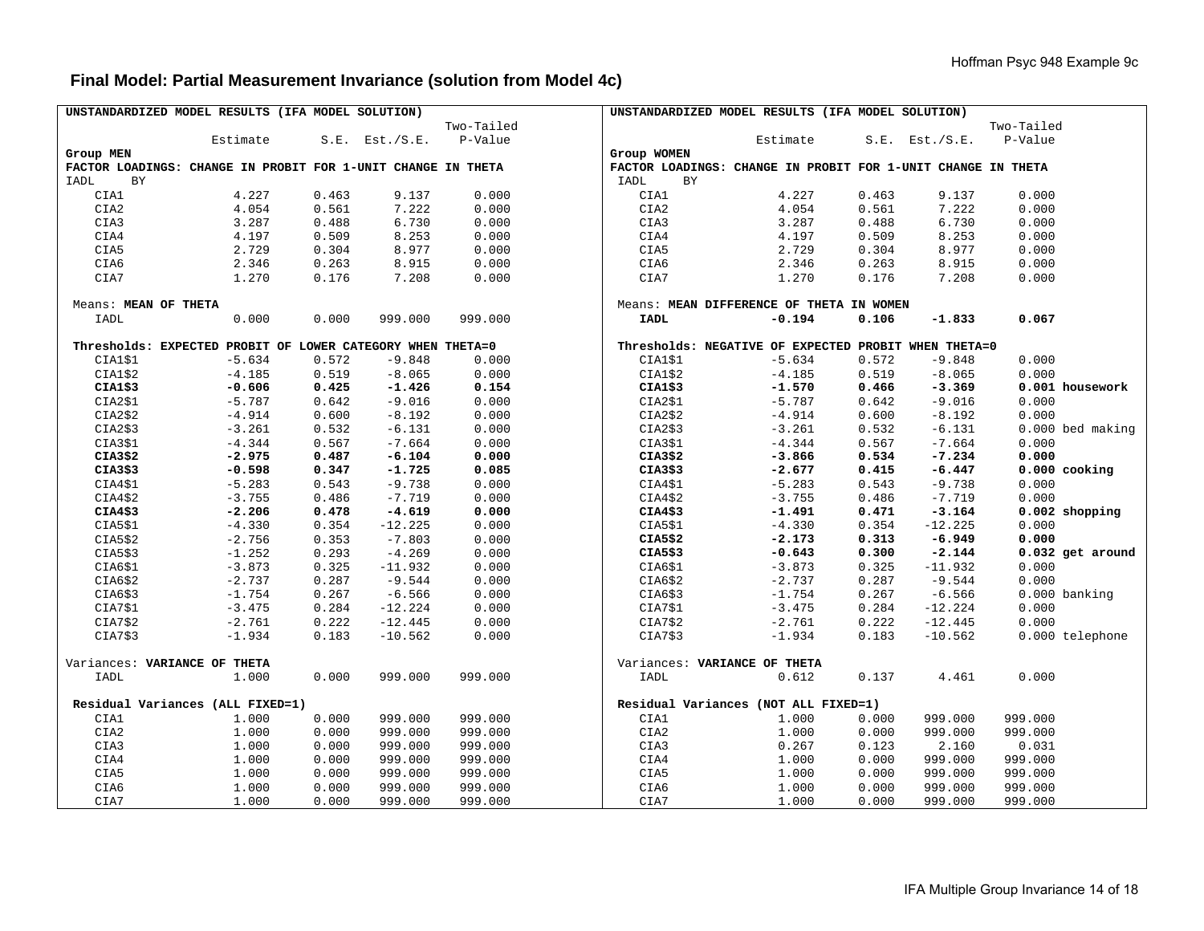## Final Model: Partial Measurement Invariance (solution from Model 4c)

```
UNSTANDARDIZED MODEL RESULTS (IFA MODEL SOLUTION)
                                                  Two-Tailed
                  Estimate       S.E.  Est./S.E.    P-Value
Group MEN
FACTOR LOADINGS: CHANGE IN PROBIT FOR 1-UNIT CHANGE IN THETA
IADL     BY
    CIA1             4.227      0.463      9.137      0.000
    CIA2             4.054      0.561      7.222      0.000
    CIA3             3.287      0.488      6.730      0.000
    CIA4             4.197      0.509      8.253      0.000
    CIA5             2.729      0.304      8.977      0.000
    CIA6             2.346      0.263      8.915      0.000
    CIA7             1.270      0.176      7.208      0.000

 Means: MEAN OF THETA
    IADL             0.000      0.000    999.000    999.000

 Thresholds: EXPECTED PROBIT OF LOWER CATEGORY WHEN THETA=0
    CIA1$1          -5.634      0.572     -9.848      0.000
    CIA1$2          -4.185      0.519     -8.065      0.000
    CIA1$3          -0.606      0.425     -1.426      0.154
    CIA2$1          -5.787      0.642     -9.016      0.000
    CIA2$2          -4.914      0.600     -8.192      0.000
    CIA2$3          -3.261      0.532     -6.131      0.000
    CIA3$1          -4.344      0.567     -7.664      0.000
    CIA3$2          -2.975      0.487     -6.104      0.000
    CIA3$3          -0.598      0.347     -1.725      0.085
    CIA4$1          -5.283      0.543     -9.738      0.000
    CIA4$2          -3.755      0.486     -7.719      0.000
    CIA4$3          -2.206      0.478     -4.619      0.000
    CIA5$1          -4.330      0.354    -12.225      0.000
    CIA5$2          -2.756      0.353     -7.803      0.000
    CIA5$3          -1.252      0.293     -4.269      0.000
    CIA6$1          -3.873      0.325    -11.932      0.000
    CIA6$2          -2.737      0.287     -9.544      0.000
    CIA6$3          -1.754      0.267     -6.566      0.000
    CIA7$1          -3.475      0.284    -12.224      0.000
    CIA7$2          -2.761      0.222    -12.445      0.000
    CIA7$3          -1.934      0.183    -10.562      0.000

Variances: VARIANCE OF THETA
    IADL             1.000      0.000    999.000    999.000

 Residual Variances (ALL FIXED=1)
    CIA1             1.000      0.000    999.000    999.000
    CIA2             1.000      0.000    999.000    999.000
    CIA3             1.000      0.000    999.000    999.000
    CIA4             1.000      0.000    999.000    999.000
    CIA5             1.000      0.000    999.000    999.000
    CIA6             1.000      0.000    999.000    999.000
    CIA7             1.000      0.000    999.000    999.000
```

```
UNSTANDARDIZED MODEL RESULTS (IFA MODEL SOLUTION)
                                                  Two-Tailed
                  Estimate       S.E.  Est./S.E.    P-Value
Group WOMEN
FACTOR LOADINGS: CHANGE IN PROBIT FOR 1-UNIT CHANGE IN THETA
IADL     BY
    CIA1             4.227      0.463      9.137      0.000
    CIA2             4.054      0.561      7.222      0.000
    CIA3             3.287      0.488      6.730      0.000
    CIA4             4.197      0.509      8.253      0.000
    CIA5             2.729      0.304      8.977      0.000
    CIA6             2.346      0.263      8.915      0.000
    CIA7             1.270      0.176      7.208      0.000

 Means: MEAN DIFFERENCE OF THETA IN WOMEN
    IADL            -0.194      0.106     -1.833      0.067

 Thresholds: NEGATIVE OF EXPECTED PROBIT WHEN THETA=0
    CIA1$1          -5.634      0.572     -9.848      0.000
    CIA1$2          -4.185      0.519     -8.065      0.000
    CIA1$3          -1.570      0.466     -3.369      0.001 housework
    CIA2$1          -5.787      0.642     -9.016      0.000
    CIA2$2          -4.914      0.600     -8.192      0.000
    CIA2$3          -3.261      0.532     -6.131      0.000 bed making
    CIA3$1          -4.344      0.567     -7.664      0.000
    CIA3$2          -3.866      0.534     -7.234      0.000
    CIA3$3          -2.677      0.415     -6.447      0.000 cooking
    CIA4$1          -5.283      0.543     -9.738      0.000
    CIA4$2          -3.755      0.486     -7.719      0.000
    CIA4$3          -1.491      0.471     -3.164      0.002 shopping
    CIA5$1          -4.330      0.354    -12.225      0.000
    CIA5$2          -2.173      0.313     -6.949      0.000
    CIA5$3          -0.643      0.300     -2.144      0.032 get around
    CIA6$1          -3.873      0.325    -11.932      0.000
    CIA6$2          -2.737      0.287     -9.544      0.000
    CIA6$3          -1.754      0.267     -6.566      0.000 banking
    CIA7$1          -3.475      0.284    -12.224      0.000
    CIA7$2          -2.761      0.222    -12.445      0.000
    CIA7$3          -1.934      0.183    -10.562      0.000 telephone

Variances: VARIANCE OF THETA
    IADL             0.612      0.137      4.461      0.000

 Residual Variances (NOT ALL FIXED=1)
    CIA1             1.000      0.000    999.000    999.000
    CIA2             1.000      0.000    999.000    999.000
    CIA3             0.267      0.123      2.160      0.031
    CIA4             1.000      0.000    999.000    999.000
    CIA5             1.000      0.000    999.000    999.000
    CIA6             1.000      0.000    999.000    999.000
    CIA7             1.000      0.000    999.000    999.000
```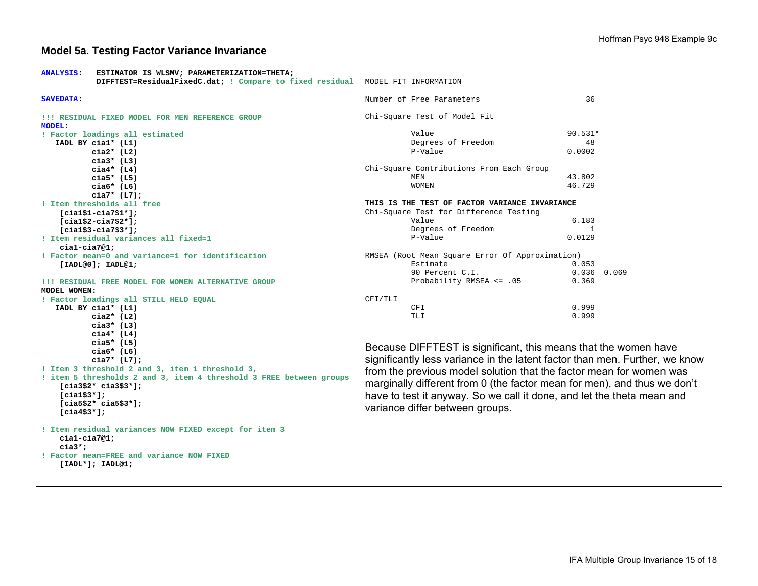## Model 5a. Testing Factor Variance Invariance

```
ANALYSIS:   ESTIMATOR IS WLSMV; PARAMETERIZATION=THETA;
            DIFFTEST=ResidualFixedC.dat; ! Compare to fixed residual

SAVEDATA:

!!! RESIDUAL FIXED MODEL FOR MEN REFERENCE GROUP
MODEL:
! Factor loadings all estimated
   IADL BY cia1* (L1)
           cia2* (L2)
           cia3* (L3)
           cia4* (L4)
           cia5* (L5)
           cia6* (L6)
           cia7* (L7);
! Item thresholds all free
    [cia1$1-cia7$1*];
    [cia1$2-cia7$2*];
    [cia1$3-cia7$3*];
! Item residual variances all fixed=1
    cia1-cia7@1;
! Factor mean=0 and variance=1 for identification
    [IADL@0]; IADL@1;

!!! RESIDUAL FREE MODEL FOR WOMEN ALTERNATIVE GROUP
MODEL WOMEN:
! Factor loadings all STILL HELD EQUAL
   IADL BY cia1* (L1)
           cia2* (L2)
           cia3* (L3)
           cia4* (L4)
           cia5* (L5)
           cia6* (L6)
           cia7* (L7);
! Item 3 threshold 2 and 3, item 1 threshold 3,
! item 5 thresholds 2 and 3, item 4 threshold 3 FREE between groups
    [cia3$2* cia3$3*];
    [cia1$3*];
    [cia5$2* cia5$3*];
    [cia4$3*];

! Item residual variances NOW FIXED except for item 3
    cia1-cia7@1;
    cia3*;
! Factor mean=FREE and variance NOW FIXED
    [IADL*]; IADL@1;
```

```
MODEL FIT INFORMATION

Number of Free Parameters                       36

Chi-Square Test of Model Fit

          Value                              90.531*
          Degrees of Freedom                      48
          P-Value                             0.0002

Chi-Square Contributions From Each Group
          MEN                                 43.802
          WOMEN                               46.729

THIS IS THE TEST OF FACTOR VARIANCE INVARIANCE
Chi-Square Test for Difference Testing
          Value                                6.183
          Degrees of Freedom                       1
          P-Value                             0.0129

RMSEA (Root Mean Square Error Of Approximation)
          Estimate                             0.053
          90 Percent C.I.                      0.036  0.069
          Probability RMSEA <= .05             0.369

CFI/TLI
          CFI                                  0.999
          TLI                                  0.999
```

Because DIFFTEST is significant, this means that the women have significantly less variance in the latent factor than men. Further, we know from the previous model solution that the factor mean for women was marginally different from 0 (the factor mean for men), and thus we don't have to test it anyway. So we call it done, and let the theta mean and variance differ between groups.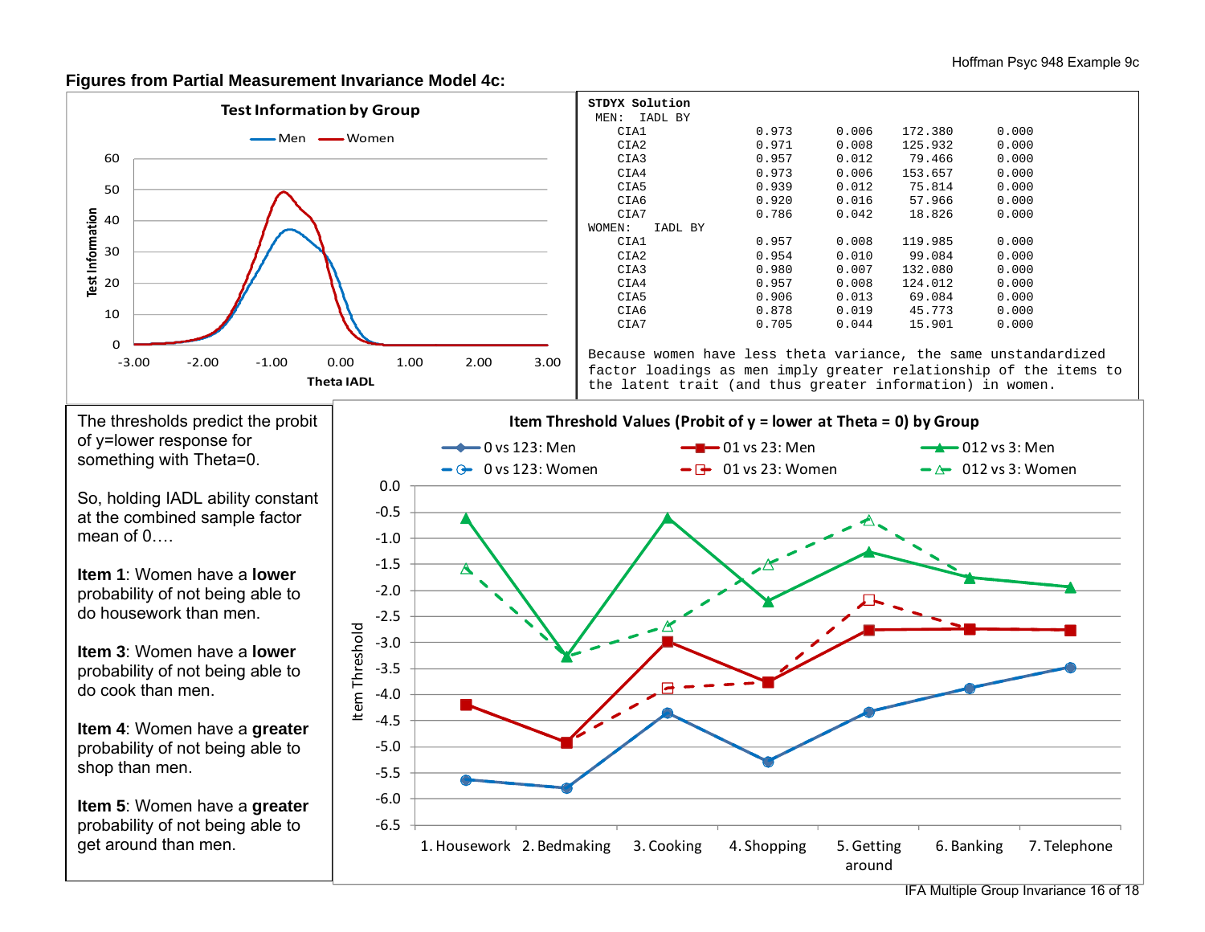**Figures from Partial Measurement Invariance Model 4c:**

**Test Information by Group**

(Legend: Men, Women; y-axis: Test Information; x-axis: Theta IADL)

```
STDYX Solution
 MEN:  IADL BY
    CIA1              0.973      0.006    172.380      0.000
    CIA2              0.971      0.008    125.932      0.000
    CIA3              0.957      0.012     79.466      0.000
    CIA4              0.973      0.006    153.657      0.000
    CIA5              0.939      0.012     75.814      0.000
    CIA6              0.920      0.016     57.966      0.000
    CIA7              0.786      0.042     18.826      0.000
WOMEN:   IADL BY
    CIA1              0.957      0.008    119.985      0.000
    CIA2              0.954      0.010     99.084      0.000
    CIA3              0.980      0.007    132.080      0.000
    CIA4              0.957      0.008    124.012      0.000
    CIA5              0.906      0.013     69.084      0.000
    CIA6              0.878      0.019     45.773      0.000
    CIA7              0.705      0.044     15.901      0.000
```

Because women have less theta variance, the same unstandardized factor loadings as men imply greater relationship of the items to the latent trait (and thus greater information) in women.

The thresholds predict the probit of y=lower response for something with Theta=0.

So, holding IADL ability constant at the combined sample factor mean of 0….

**Item 1**: Women have a **lower** probability of not being able to do housework than men.

**Item 3**: Women have a **lower** probability of not being able to do cook than men.

**Item 4**: Women have a **greater** probability of not being able to shop than men.

**Item 5**: Women have a **greater** probability of not being able to get around than men.

**Item Threshold Values (Probit of y = lower at Theta = 0) by Group**

(Legend: 0 vs 123: Men; 01 vs 23: Men; 012 vs 3: Men; 0 vs 123: Women; 01 vs 23: Women; 012 vs 3: Women; y-axis: Item Threshold; x-axis items: 1. Housework, 2. Bedmaking, 3. Cooking, 4. Shopping, 5. Getting around, 6. Banking, 7. Telephone)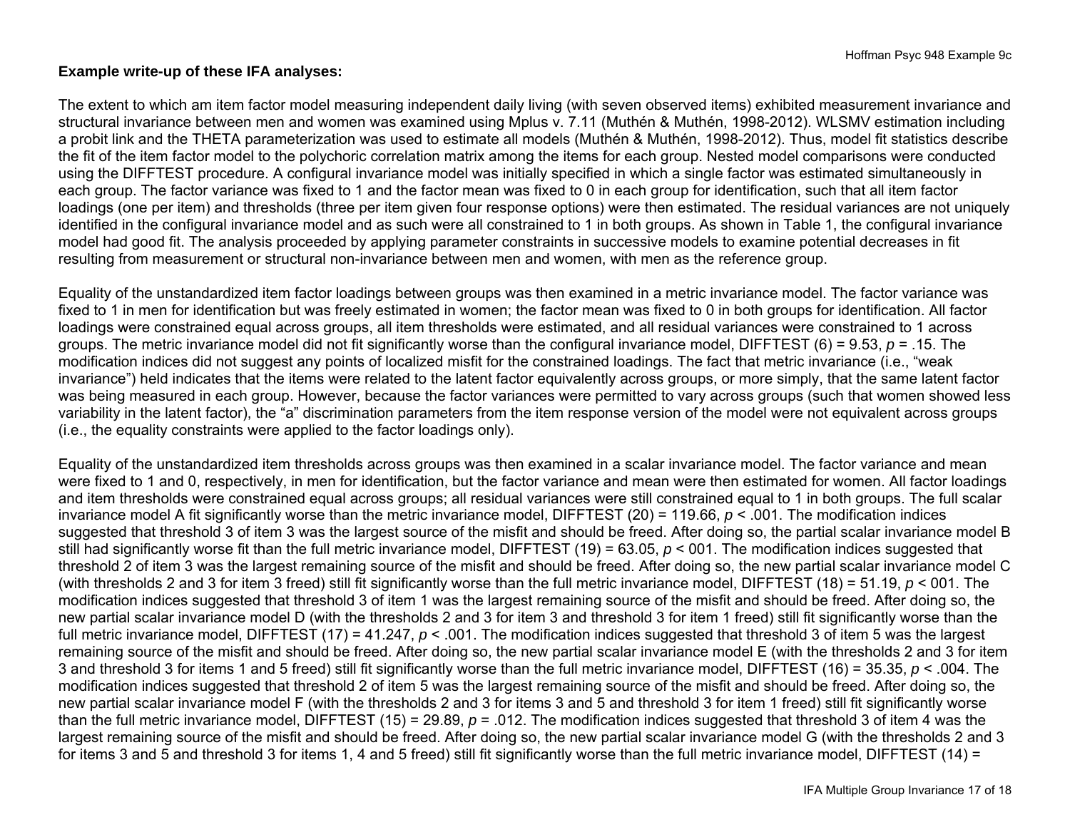**Example write-up of these IFA analyses:**

The extent to which am item factor model measuring independent daily living (with seven observed items) exhibited measurement invariance and structural invariance between men and women was examined using Mplus v. 7.11 (Muthén & Muthén, 1998-2012). WLSMV estimation including a probit link and the THETA parameterization was used to estimate all models (Muthén & Muthén, 1998-2012). Thus, model fit statistics describe the fit of the item factor model to the polychoric correlation matrix among the items for each group. Nested model comparisons were conducted using the DIFFTEST procedure. A configural invariance model was initially specified in which a single factor was estimated simultaneously in each group. The factor variance was fixed to 1 and the factor mean was fixed to 0 in each group for identification, such that all item factor loadings (one per item) and thresholds (three per item given four response options) were then estimated. The residual variances are not uniquely identified in the configural invariance model and as such were all constrained to 1 in both groups. As shown in Table 1, the configural invariance model had good fit. The analysis proceeded by applying parameter constraints in successive models to examine potential decreases in fit resulting from measurement or structural non-invariance between men and women, with men as the reference group.

Equality of the unstandardized item factor loadings between groups was then examined in a metric invariance model. The factor variance was fixed to 1 in men for identification but was freely estimated in women; the factor mean was fixed to 0 in both groups for identification. All factor loadings were constrained equal across groups, all item thresholds were estimated, and all residual variances were constrained to 1 across groups. The metric invariance model did not fit significantly worse than the configural invariance model, DIFFTEST (6) = 9.53, $p$ = .15. The modification indices did not suggest any points of localized misfit for the constrained loadings. The fact that metric invariance (i.e., "weak invariance") held indicates that the items were related to the latent factor equivalently across groups, or more simply, that the same latent factor was being measured in each group. However, because the factor variances were permitted to vary across groups (such that women showed less variability in the latent factor), the "a" discrimination parameters from the item response version of the model were not equivalent across groups (i.e., the equality constraints were applied to the factor loadings only).

Equality of the unstandardized item thresholds across groups was then examined in a scalar invariance model. The factor variance and mean were fixed to 1 and 0, respectively, in men for identification, but the factor variance and mean were then estimated for women. All factor loadings and item thresholds were constrained equal across groups; all residual variances were still constrained equal to 1 in both groups. The full scalar invariance model A fit significantly worse than the metric invariance model, DIFFTEST (20) = 119.66, $p$ < .001. The modification indices suggested that threshold 3 of item 3 was the largest source of the misfit and should be freed. After doing so, the partial scalar invariance model B still had significantly worse fit than the full metric invariance model, DIFFTEST (19) = 63.05, $p$ < 001. The modification indices suggested that threshold 2 of item 3 was the largest remaining source of the misfit and should be freed. After doing so, the new partial scalar invariance model C (with thresholds 2 and 3 for item 3 freed) still fit significantly worse than the full metric invariance model, DIFFTEST (18) = 51.19, $p$ < 001. The modification indices suggested that threshold 3 of item 1 was the largest remaining source of the misfit and should be freed. After doing so, the new partial scalar invariance model D (with the thresholds 2 and 3 for item 3 and threshold 3 for item 1 freed) still fit significantly worse than the full metric invariance model, DIFFTEST (17) = 41.247, $p$ < .001. The modification indices suggested that threshold 3 of item 5 was the largest remaining source of the misfit and should be freed. After doing so, the new partial scalar invariance model E (with the thresholds 2 and 3 for item 3 and threshold 3 for items 1 and 5 freed) still fit significantly worse than the full metric invariance model, DIFFTEST (16) = 35.35, $p$ < .004. The modification indices suggested that threshold 2 of item 5 was the largest remaining source of the misfit and should be freed. After doing so, the new partial scalar invariance model F (with the thresholds 2 and 3 for items 3 and 5 and threshold 3 for item 1 freed) still fit significantly worse than the full metric invariance model, DIFFTEST (15) = 29.89, $p$ = .012. The modification indices suggested that threshold 3 of item 4 was the largest remaining source of the misfit and should be freed. After doing so, the new partial scalar invariance model G (with the thresholds 2 and 3 for items 3 and 5 and threshold 3 for items 1, 4 and 5 freed) still fit significantly worse than the full metric invariance model, DIFFTEST (14) =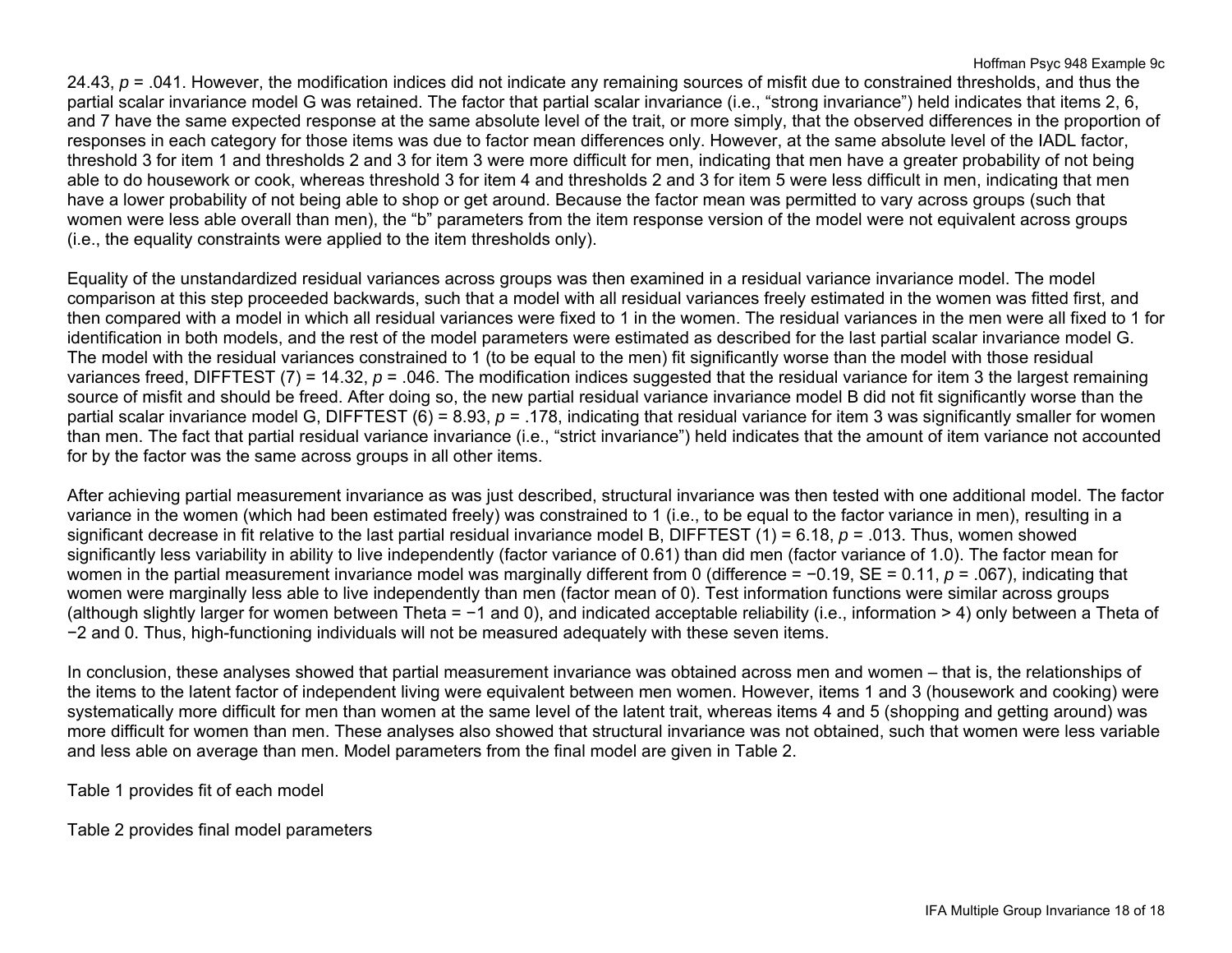24.43, $p$ = .041. However, the modification indices did not indicate any remaining sources of misfit due to constrained thresholds, and thus the partial scalar invariance model G was retained. The factor that partial scalar invariance (i.e., "strong invariance") held indicates that items 2, 6, and 7 have the same expected response at the same absolute level of the trait, or more simply, that the observed differences in the proportion of responses in each category for those items was due to factor mean differences only. However, at the same absolute level of the IADL factor, threshold 3 for item 1 and thresholds 2 and 3 for item 3 were more difficult for men, indicating that men have a greater probability of not being able to do housework or cook, whereas threshold 3 for item 4 and thresholds 2 and 3 for item 5 were less difficult in men, indicating that men have a lower probability of not being able to shop or get around. Because the factor mean was permitted to vary across groups (such that women were less able overall than men), the "b" parameters from the item response version of the model were not equivalent across groups (i.e., the equality constraints were applied to the item thresholds only).

Equality of the unstandardized residual variances across groups was then examined in a residual variance invariance model. The model comparison at this step proceeded backwards, such that a model with all residual variances freely estimated in the women was fitted first, and then compared with a model in which all residual variances were fixed to 1 in the women. The residual variances in the men were all fixed to 1 for identification in both models, and the rest of the model parameters were estimated as described for the last partial scalar invariance model G. The model with the residual variances constrained to 1 (to be equal to the men) fit significantly worse than the model with those residual variances freed, DIFFTEST (7) = 14.32, $p$ = .046. The modification indices suggested that the residual variance for item 3 the largest remaining source of misfit and should be freed. After doing so, the new partial residual variance invariance model B did not fit significantly worse than the partial scalar invariance model G, DIFFTEST (6) = 8.93, $p$ = .178, indicating that residual variance for item 3 was significantly smaller for women than men. The fact that partial residual variance invariance (i.e., "strict invariance") held indicates that the amount of item variance not accounted for by the factor was the same across groups in all other items.

After achieving partial measurement invariance as was just described, structural invariance was then tested with one additional model. The factor variance in the women (which had been estimated freely) was constrained to 1 (i.e., to be equal to the factor variance in men), resulting in a significant decrease in fit relative to the last partial residual invariance model B, DIFFTEST (1) = 6.18, $p$ = .013. Thus, women showed significantly less variability in ability to live independently (factor variance of 0.61) than did men (factor variance of 1.0). The factor mean for women in the partial measurement invariance model was marginally different from 0 (difference = −0.19, SE = 0.11, $p$ = .067), indicating that women were marginally less able to live independently than men (factor mean of 0). Test information functions were similar across groups (although slightly larger for women between Theta = −1 and 0), and indicated acceptable reliability (i.e., information > 4) only between a Theta of −2 and 0. Thus, high-functioning individuals will not be measured adequately with these seven items.

In conclusion, these analyses showed that partial measurement invariance was obtained across men and women – that is, the relationships of the items to the latent factor of independent living were equivalent between men women. However, items 1 and 3 (housework and cooking) were systematically more difficult for men than women at the same level of the latent trait, whereas items 4 and 5 (shopping and getting around) was more difficult for women than men. These analyses also showed that structural invariance was not obtained, such that women were less variable and less able on average than men. Model parameters from the final model are given in Table 2.

Table 1 provides fit of each model

Table 2 provides final model parameters